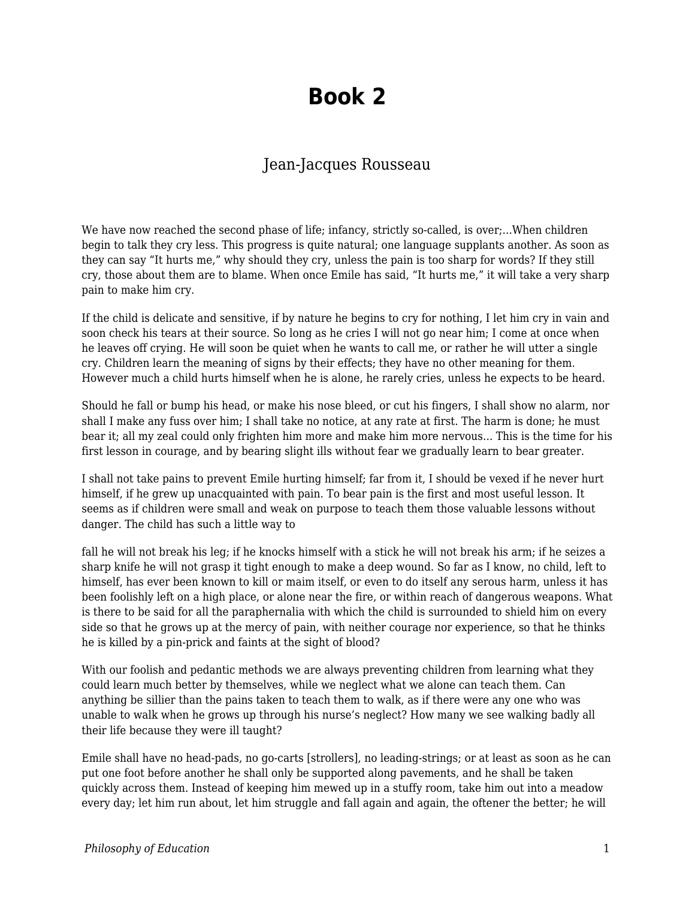# Book 2

Jean-Jacques Rousseau

We have now reached the second phase of life; infancy, strictly so-called, is over;...When children begin to talk they cry less. This progress is quite natural; one language supplants another. As soon as they can say “It hurts me,” why should they cry, unless the pain is too sharp for words? If they still cry, those about them are to blame. When once Emile has said, “It hurts me,” it will take a very sharp pain to make him cry.

If the child is delicate and sensitive, if by nature he begins to cry for nothing, I let him cry in vain and soon check his tears at their source. So long as he cries I will not go near him; I come at once when he leaves off crying. He will soon be quiet when he wants to call me, or rather he will utter a single cry. Children learn the meaning of signs by their effects; they have no other meaning for them. However much a child hurts himself when he is alone, he rarely cries, unless he expects to be heard.

Should he fall or bump his head, or make his nose bleed, or cut his fingers, I shall show no alarm, nor shall I make any fuss over him; I shall take no notice, at any rate at first. The harm is done; he must bear it; all my zeal could only frighten him more and make him more nervous... This is the time for his first lesson in courage, and by bearing slight ills without fear we gradually learn to bear greater.

I shall not take pains to prevent Emile hurting himself; far from it, I should be vexed if he never hurt himself, if he grew up unacquainted with pain. To bear pain is the first and most useful lesson. It seems as if children were small and weak on purpose to teach them those valuable lessons without danger. The child has such a little way to fall he will not break his leg; if he knocks himself with a stick he will not break his arm; if he seizes a sharp knife he will not grasp it tight enough to make a deep wound. So far as I know, no child, left to himself, has ever been known to kill or maim itself, or even to do itself any serous harm, unless it has been foolishly left on a high place, or alone near the fire, or within reach of dangerous weapons. What is there to be said for all the paraphernalia with which the child is surrounded to shield him on every side so that he grows up at the mercy of pain, with neither courage nor experience, so that he thinks he is killed by a pin-prick and faints at the sight of blood?

With our foolish and pedantic methods we are always preventing children from learning what they could learn much better by themselves, while we neglect what we alone can teach them. Can anything be sillier than the pains taken to teach them to walk, as if there were any one who was unable to walk when he grows up through his nurse’s neglect? How many we see walking badly all their life because they were ill taught?

Emile shall have no head-pads, no go-carts [strollers], no leading-strings; or at least as soon as he can put one foot before another he shall only be supported along pavements, and he shall be taken quickly across them. Instead of keeping him mewed up in a stuffy room, take him out into a meadow every day; let him run about, let him struggle and fall again and again, the oftener the better; he will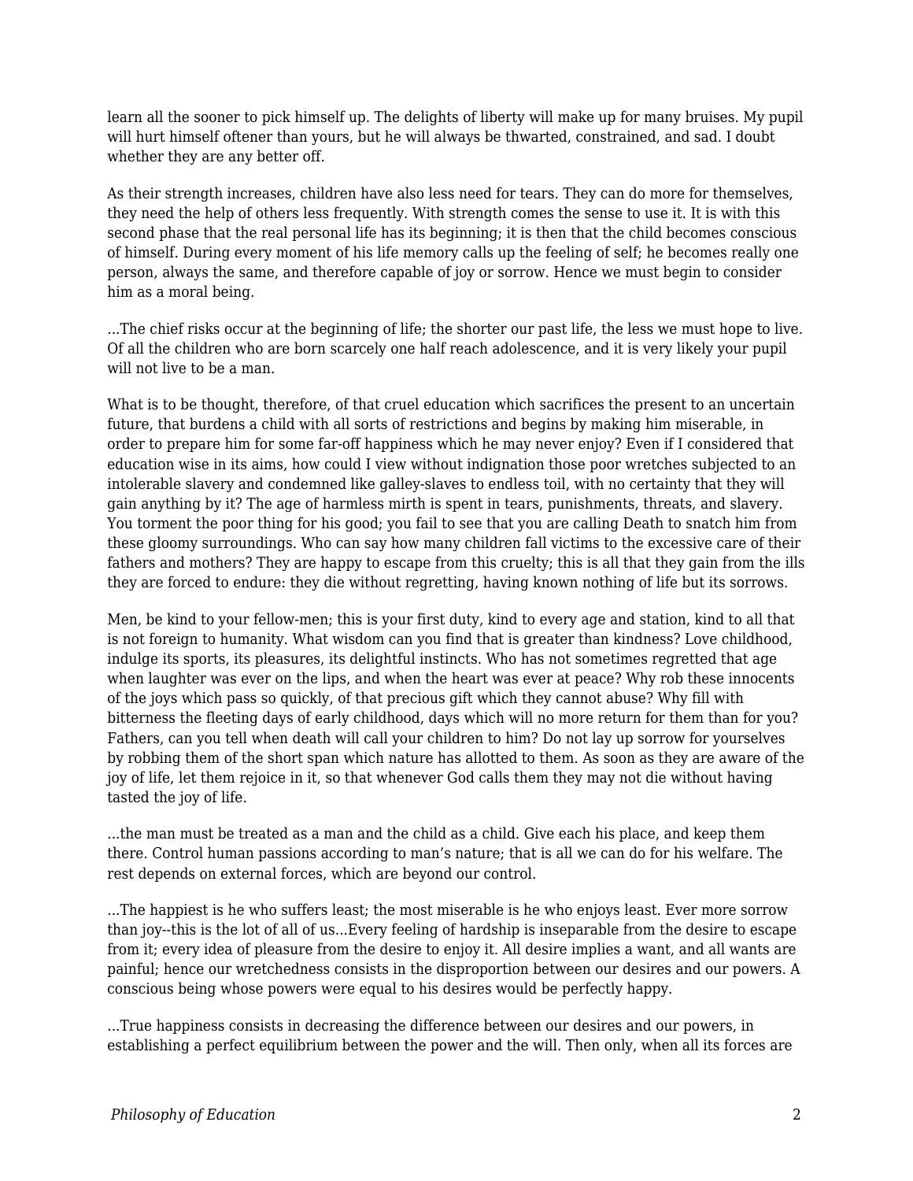learn all the sooner to pick himself up. The delights of liberty will make up for many bruises. My pupil will hurt himself oftener than yours, but he will always be thwarted, constrained, and sad. I doubt whether they are any better off.

As their strength increases, children have also less need for tears. They can do more for themselves, they need the help of others less frequently. With strength comes the sense to use it. It is with this second phase that the real personal life has its beginning; it is then that the child becomes conscious of himself. During every moment of his life memory calls up the feeling of self; he becomes really one person, always the same, and therefore capable of joy or sorrow. Hence we must begin to consider him as a moral being.

...The chief risks occur at the beginning of life; the shorter our past life, the less we must hope to live. Of all the children who are born scarcely one half reach adolescence, and it is very likely your pupil will not live to be a man.

What is to be thought, therefore, of that cruel education which sacrifices the present to an uncertain future, that burdens a child with all sorts of restrictions and begins by making him miserable, in order to prepare him for some far-off happiness which he may never enjoy? Even if I considered that education wise in its aims, how could I view without indignation those poor wretches subjected to an intolerable slavery and condemned like galley-slaves to endless toil, with no certainty that they will gain anything by it? The age of harmless mirth is spent in tears, punishments, threats, and slavery. You torment the poor thing for his good; you fail to see that you are calling Death to snatch him from these gloomy surroundings. Who can say how many children fall victims to the excessive care of their fathers and mothers? They are happy to escape from this cruelty; this is all that they gain from the ills they are forced to endure: they die without regretting, having known nothing of life but its sorrows.

Men, be kind to your fellow-men; this is your first duty, kind to every age and station, kind to all that is not foreign to humanity. What wisdom can you find that is greater than kindness? Love childhood, indulge its sports, its pleasures, its delightful instincts. Who has not sometimes regretted that age when laughter was ever on the lips, and when the heart was ever at peace? Why rob these innocents of the joys which pass so quickly, of that precious gift which they cannot abuse? Why fill with bitterness the fleeting days of early childhood, days which will no more return for them than for you? Fathers, can you tell when death will call your children to him? Do not lay up sorrow for yourselves by robbing them of the short span which nature has allotted to them. As soon as they are aware of the joy of life, let them rejoice in it, so that whenever God calls them they may not die without having tasted the joy of life.

...the man must be treated as a man and the child as a child. Give each his place, and keep them there. Control human passions according to man's nature; that is all we can do for his welfare. The rest depends on external forces, which are beyond our control.

...The happiest is he who suffers least; the most miserable is he who enjoys least. Ever more sorrow than joy--this is the lot of all of us...Every feeling of hardship is inseparable from the desire to escape from it; every idea of pleasure from the desire to enjoy it. All desire implies a want, and all wants are painful; hence our wretchedness consists in the disproportion between our desires and our powers. A conscious being whose powers were equal to his desires would be perfectly happy.

...True happiness consists in decreasing the difference between our desires and our powers, in establishing a perfect equilibrium between the power and the will. Then only, when all its forces are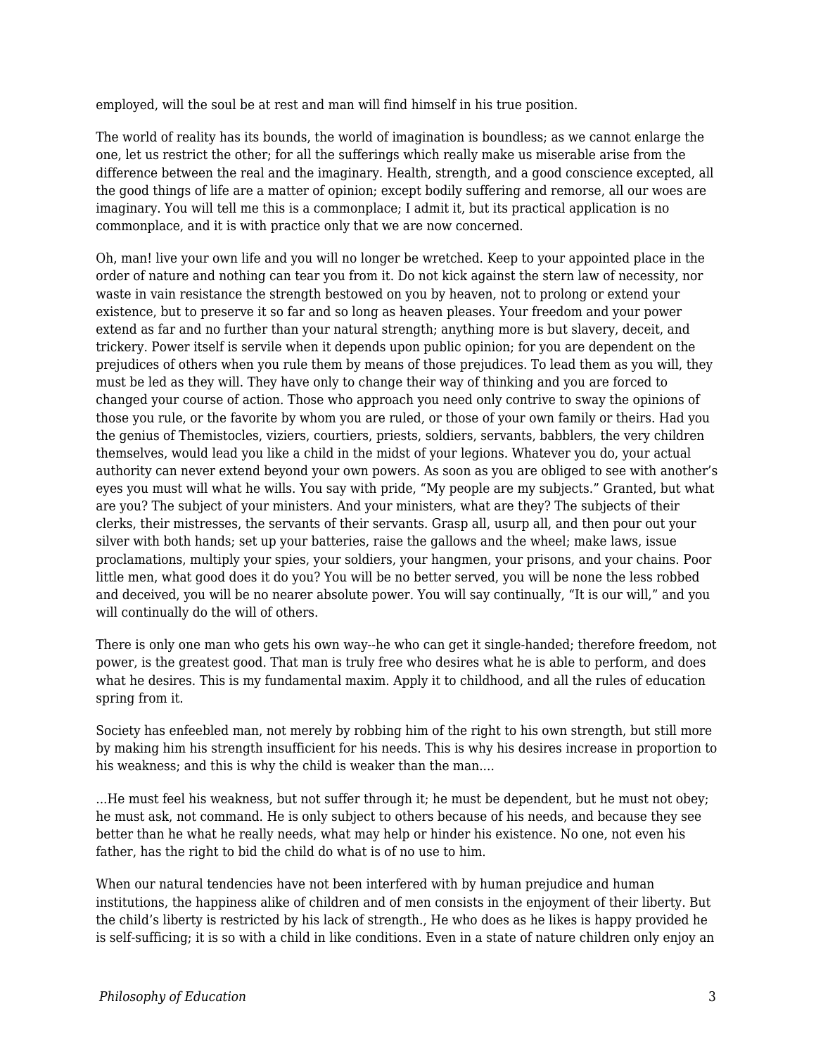employed, will the soul be at rest and man will find himself in his true position.

The world of reality has its bounds, the world of imagination is boundless; as we cannot enlarge the one, let us restrict the other; for all the sufferings which really make us miserable arise from the difference between the real and the imaginary. Health, strength, and a good conscience excepted, all the good things of life are a matter of opinion; except bodily suffering and remorse, all our woes are imaginary. You will tell me this is a commonplace; I admit it, but its practical application is no commonplace, and it is with practice only that we are now concerned.

Oh, man! live your own life and you will no longer be wretched. Keep to your appointed place in the order of nature and nothing can tear you from it. Do not kick against the stern law of necessity, nor waste in vain resistance the strength bestowed on you by heaven, not to prolong or extend your existence, but to preserve it so far and so long as heaven pleases. Your freedom and your power extend as far and no further than your natural strength; anything more is but slavery, deceit, and trickery. Power itself is servile when it depends upon public opinion; for you are dependent on the prejudices of others when you rule them by means of those prejudices. To lead them as you will, they must be led as they will. They have only to change their way of thinking and you are forced to changed your course of action. Those who approach you need only contrive to sway the opinions of those you rule, or the favorite by whom you are ruled, or those of your own family or theirs. Had you the genius of Themistocles, viziers, courtiers, priests, soldiers, servants, babblers, the very children themselves, would lead you like a child in the midst of your legions. Whatever you do, your actual authority can never extend beyond your own powers. As soon as you are obliged to see with another's eyes you must will what he wills. You say with pride, "My people are my subjects." Granted, but what are you? The subject of your ministers. And your ministers, what are they? The subjects of their clerks, their mistresses, the servants of their servants. Grasp all, usurp all, and then pour out your silver with both hands; set up your batteries, raise the gallows and the wheel; make laws, issue proclamations, multiply your spies, your soldiers, your hangmen, your prisons, and your chains. Poor little men, what good does it do you? You will be no better served, you will be none the less robbed and deceived, you will be no nearer absolute power. You will say continually, "It is our will," and you will continually do the will of others.

There is only one man who gets his own way--he who can get it single-handed; therefore freedom, not power, is the greatest good. That man is truly free who desires what he is able to perform, and does what he desires. This is my fundamental maxim. Apply it to childhood, and all the rules of education spring from it.

Society has enfeebled man, not merely by robbing him of the right to his own strength, but still more by making him his strength insufficient for his needs. This is why his desires increase in proportion to his weakness; and this is why the child is weaker than the man....

...He must feel his weakness, but not suffer through it; he must be dependent, but he must not obey; he must ask, not command. He is only subject to others because of his needs, and because they see better than he what he really needs, what may help or hinder his existence. No one, not even his father, has the right to bid the child do what is of no use to him.

When our natural tendencies have not been interfered with by human prejudice and human institutions, the happiness alike of children and of men consists in the enjoyment of their liberty. But the child's liberty is restricted by his lack of strength., He who does as he likes is happy provided he is self-sufficing; it is so with a child in like conditions. Even in a state of nature children only enjoy an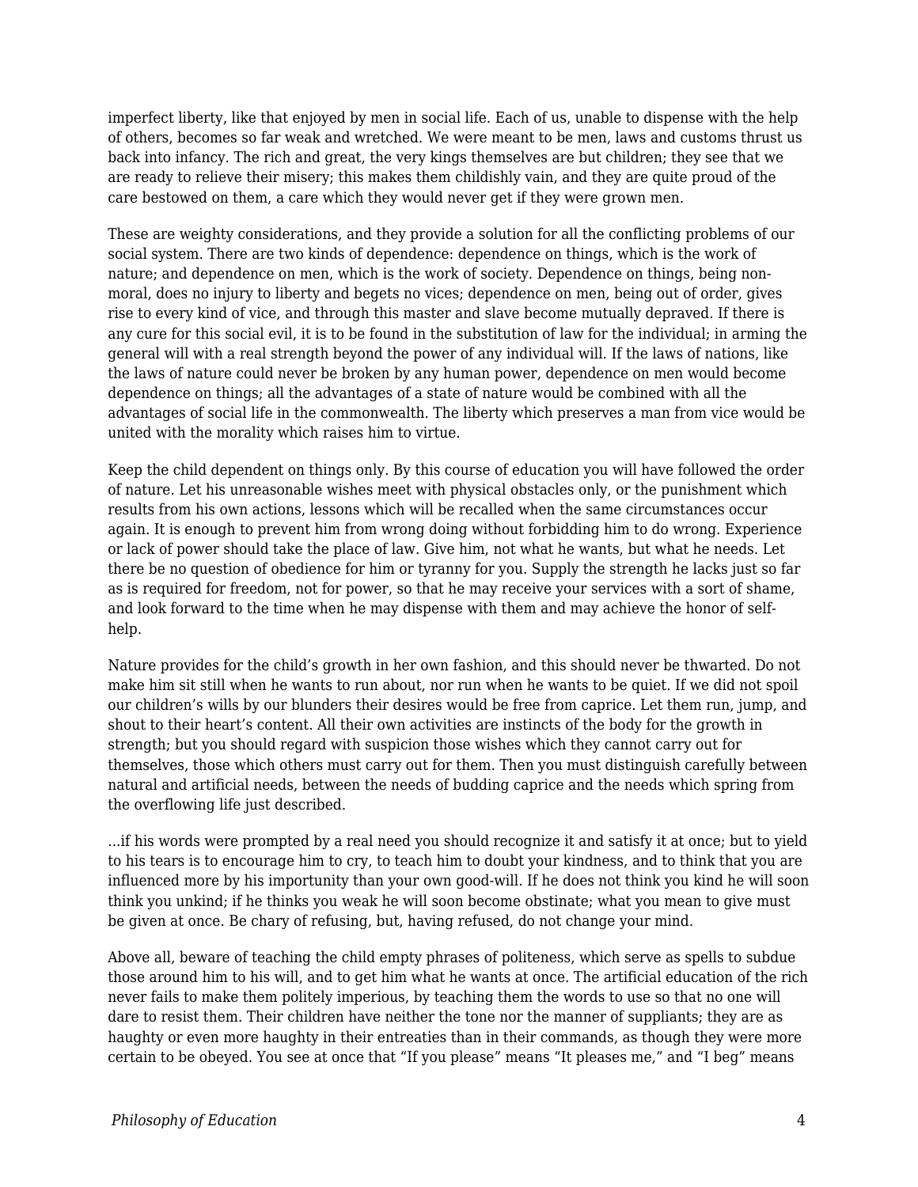imperfect liberty, like that enjoyed by men in social life. Each of us, unable to dispense with the help of others, becomes so far weak and wretched. We were meant to be men, laws and customs thrust us back into infancy. The rich and great, the very kings themselves are but children; they see that we are ready to relieve their misery; this makes them childishly vain, and they are quite proud of the care bestowed on them, a care which they would never get if they were grown men.

These are weighty considerations, and they provide a solution for all the conflicting problems of our social system. There are two kinds of dependence: dependence on things, which is the work of nature; and dependence on men, which is the work of society. Dependence on things, being non-moral, does no injury to liberty and begets no vices; dependence on men, being out of order, gives rise to every kind of vice, and through this master and slave become mutually depraved. If there is any cure for this social evil, it is to be found in the substitution of law for the individual; in arming the general will with a real strength beyond the power of any individual will. If the laws of nations, like the laws of nature could never be broken by any human power, dependence on men would become dependence on things; all the advantages of a state of nature would be combined with all the advantages of social life in the commonwealth. The liberty which preserves a man from vice would be united with the morality which raises him to virtue.

Keep the child dependent on things only. By this course of education you will have followed the order of nature. Let his unreasonable wishes meet with physical obstacles only, or the punishment which results from his own actions, lessons which will be recalled when the same circumstances occur again. It is enough to prevent him from wrong doing without forbidding him to do wrong. Experience or lack of power should take the place of law. Give him, not what he wants, but what he needs. Let there be no question of obedience for him or tyranny for you. Supply the strength he lacks just so far as is required for freedom, not for power, so that he may receive your services with a sort of shame, and look forward to the time when he may dispense with them and may achieve the honor of self-help.

Nature provides for the child's growth in her own fashion, and this should never be thwarted. Do not make him sit still when he wants to run about, nor run when he wants to be quiet. If we did not spoil our children's wills by our blunders their desires would be free from caprice. Let them run, jump, and shout to their heart's content. All their own activities are instincts of the body for the growth in strength; but you should regard with suspicion those wishes which they cannot carry out for themselves, those which others must carry out for them. Then you must distinguish carefully between natural and artificial needs, between the needs of budding caprice and the needs which spring from the overflowing life just described.

...if his words were prompted by a real need you should recognize it and satisfy it at once; but to yield to his tears is to encourage him to cry, to teach him to doubt your kindness, and to think that you are influenced more by his importunity than your own good-will. If he does not think you kind he will soon think you unkind; if he thinks you weak he will soon become obstinate; what you mean to give must be given at once. Be chary of refusing, but, having refused, do not change your mind.

Above all, beware of teaching the child empty phrases of politeness, which serve as spells to subdue those around him to his will, and to get him what he wants at once. The artificial education of the rich never fails to make them politely imperious, by teaching them the words to use so that no one will dare to resist them. Their children have neither the tone nor the manner of suppliants; they are as haughty or even more haughty in their entreaties than in their commands, as though they were more certain to be obeyed. You see at once that "If you please" means "It pleases me," and "I beg" means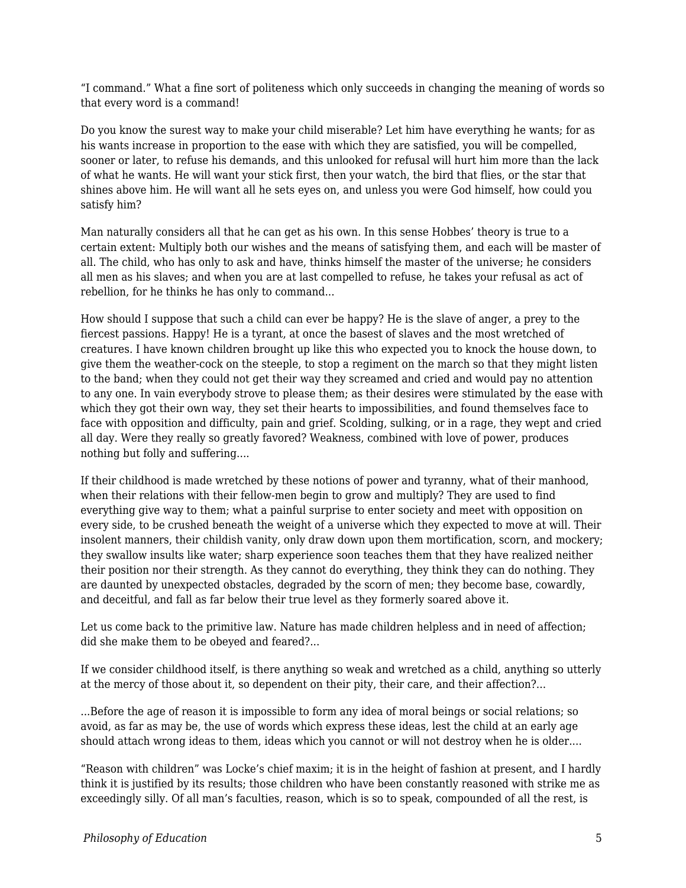"I command." What a fine sort of politeness which only succeeds in changing the meaning of words so that every word is a command!

Do you know the surest way to make your child miserable? Let him have everything he wants; for as his wants increase in proportion to the ease with which they are satisfied, you will be compelled, sooner or later, to refuse his demands, and this unlooked for refusal will hurt him more than the lack of what he wants. He will want your stick first, then your watch, the bird that flies, or the star that shines above him. He will want all he sets eyes on, and unless you were God himself, how could you satisfy him?

Man naturally considers all that he can get as his own. In this sense Hobbes' theory is true to a certain extent: Multiply both our wishes and the means of satisfying them, and each will be master of all. The child, who has only to ask and have, thinks himself the master of the universe; he considers all men as his slaves; and when you are at last compelled to refuse, he takes your refusal as act of rebellion, for he thinks he has only to command...

How should I suppose that such a child can ever be happy? He is the slave of anger, a prey to the fiercest passions. Happy! He is a tyrant, at once the basest of slaves and the most wretched of creatures. I have known children brought up like this who expected you to knock the house down, to give them the weather-cock on the steeple, to stop a regiment on the march so that they might listen to the band; when they could not get their way they screamed and cried and would pay no attention to any one. In vain everybody strove to please them; as their desires were stimulated by the ease with which they got their own way, they set their hearts to impossibilities, and found themselves face to face with opposition and difficulty, pain and grief. Scolding, sulking, or in a rage, they wept and cried all day. Were they really so greatly favored? Weakness, combined with love of power, produces nothing but folly and suffering....

If their childhood is made wretched by these notions of power and tyranny, what of their manhood, when their relations with their fellow-men begin to grow and multiply? They are used to find everything give way to them; what a painful surprise to enter society and meet with opposition on every side, to be crushed beneath the weight of a universe which they expected to move at will. Their insolent manners, their childish vanity, only draw down upon them mortification, scorn, and mockery; they swallow insults like water; sharp experience soon teaches them that they have realized neither their position nor their strength. As they cannot do everything, they think they can do nothing. They are daunted by unexpected obstacles, degraded by the scorn of men; they become base, cowardly, and deceitful, and fall as far below their true level as they formerly soared above it.

Let us come back to the primitive law. Nature has made children helpless and in need of affection; did she make them to be obeyed and feared?...

If we consider childhood itself, is there anything so weak and wretched as a child, anything so utterly at the mercy of those about it, so dependent on their pity, their care, and their affection?...

...Before the age of reason it is impossible to form any idea of moral beings or social relations; so avoid, as far as may be, the use of words which express these ideas, lest the child at an early age should attach wrong ideas to them, ideas which you cannot or will not destroy when he is older....

"Reason with children" was Locke's chief maxim; it is in the height of fashion at present, and I hardly think it is justified by its results; those children who have been constantly reasoned with strike me as exceedingly silly. Of all man's faculties, reason, which is so to speak, compounded of all the rest, is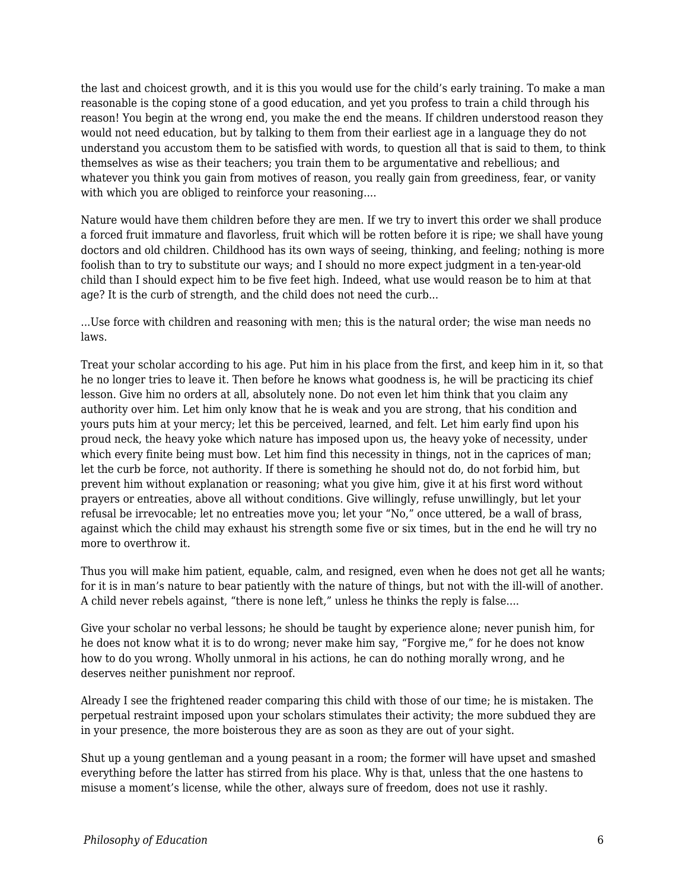the last and choicest growth, and it is this you would use for the child's early training. To make a man reasonable is the coping stone of a good education, and yet you profess to train a child through his reason! You begin at the wrong end, you make the end the means. If children understood reason they would not need education, but by talking to them from their earliest age in a language they do not understand you accustom them to be satisfied with words, to question all that is said to them, to think themselves as wise as their teachers; you train them to be argumentative and rebellious; and whatever you think you gain from motives of reason, you really gain from greediness, fear, or vanity with which you are obliged to reinforce your reasoning....

Nature would have them children before they are men. If we try to invert this order we shall produce a forced fruit immature and flavorless, fruit which will be rotten before it is ripe; we shall have young doctors and old children. Childhood has its own ways of seeing, thinking, and feeling; nothing is more foolish than to try to substitute our ways; and I should no more expect judgment in a ten-year-old child than I should expect him to be five feet high. Indeed, what use would reason be to him at that age? It is the curb of strength, and the child does not need the curb...

...Use force with children and reasoning with men; this is the natural order; the wise man needs no laws.

Treat your scholar according to his age. Put him in his place from the first, and keep him in it, so that he no longer tries to leave it. Then before he knows what goodness is, he will be practicing its chief lesson. Give him no orders at all, absolutely none. Do not even let him think that you claim any authority over him. Let him only know that he is weak and you are strong, that his condition and yours puts him at your mercy; let this be perceived, learned, and felt. Let him early find upon his proud neck, the heavy yoke which nature has imposed upon us, the heavy yoke of necessity, under which every finite being must bow. Let him find this necessity in things, not in the caprices of man; let the curb be force, not authority. If there is something he should not do, do not forbid him, but prevent him without explanation or reasoning; what you give him, give it at his first word without prayers or entreaties, above all without conditions. Give willingly, refuse unwillingly, but let your refusal be irrevocable; let no entreaties move you; let your "No," once uttered, be a wall of brass, against which the child may exhaust his strength some five or six times, but in the end he will try no more to overthrow it.

Thus you will make him patient, equable, calm, and resigned, even when he does not get all he wants; for it is in man's nature to bear patiently with the nature of things, but not with the ill-will of another. A child never rebels against, "there is none left," unless he thinks the reply is false....

Give your scholar no verbal lessons; he should be taught by experience alone; never punish him, for he does not know what it is to do wrong; never make him say, "Forgive me," for he does not know how to do you wrong. Wholly unmoral in his actions, he can do nothing morally wrong, and he deserves neither punishment nor reproof.

Already I see the frightened reader comparing this child with those of our time; he is mistaken. The perpetual restraint imposed upon your scholars stimulates their activity; the more subdued they are in your presence, the more boisterous they are as soon as they are out of your sight.

Shut up a young gentleman and a young peasant in a room; the former will have upset and smashed everything before the latter has stirred from his place. Why is that, unless that the one hastens to misuse a moment's license, while the other, always sure of freedom, does not use it rashly.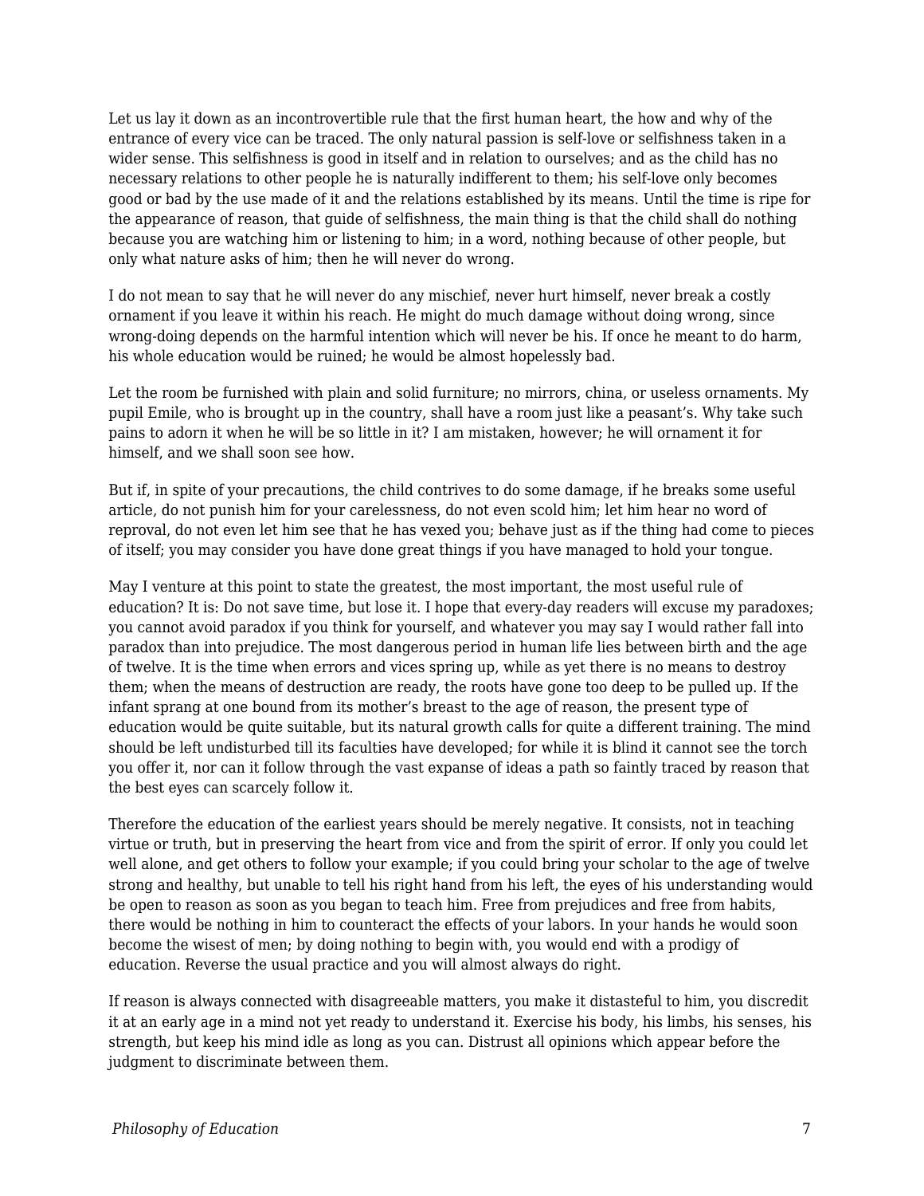Let us lay it down as an incontrovertible rule that the first human heart, the how and why of the entrance of every vice can be traced. The only natural passion is self-love or selfishness taken in a wider sense. This selfishness is good in itself and in relation to ourselves; and as the child has no necessary relations to other people he is naturally indifferent to them; his self-love only becomes good or bad by the use made of it and the relations established by its means. Until the time is ripe for the appearance of reason, that guide of selfishness, the main thing is that the child shall do nothing because you are watching him or listening to him; in a word, nothing because of other people, but only what nature asks of him; then he will never do wrong.

I do not mean to say that he will never do any mischief, never hurt himself, never break a costly ornament if you leave it within his reach. He might do much damage without doing wrong, since wrong-doing depends on the harmful intention which will never be his. If once he meant to do harm, his whole education would be ruined; he would be almost hopelessly bad.

Let the room be furnished with plain and solid furniture; no mirrors, china, or useless ornaments. My pupil Emile, who is brought up in the country, shall have a room just like a peasant's. Why take such pains to adorn it when he will be so little in it? I am mistaken, however; he will ornament it for himself, and we shall soon see how.

But if, in spite of your precautions, the child contrives to do some damage, if he breaks some useful article, do not punish him for your carelessness, do not even scold him; let him hear no word of reproval, do not even let him see that he has vexed you; behave just as if the thing had come to pieces of itself; you may consider you have done great things if you have managed to hold your tongue.

May I venture at this point to state the greatest, the most important, the most useful rule of education? It is: Do not save time, but lose it. I hope that every-day readers will excuse my paradoxes; you cannot avoid paradox if you think for yourself, and whatever you may say I would rather fall into paradox than into prejudice. The most dangerous period in human life lies between birth and the age of twelve. It is the time when errors and vices spring up, while as yet there is no means to destroy them; when the means of destruction are ready, the roots have gone too deep to be pulled up. If the infant sprang at one bound from its mother's breast to the age of reason, the present type of education would be quite suitable, but its natural growth calls for quite a different training. The mind should be left undisturbed till its faculties have developed; for while it is blind it cannot see the torch you offer it, nor can it follow through the vast expanse of ideas a path so faintly traced by reason that the best eyes can scarcely follow it.

Therefore the education of the earliest years should be merely negative. It consists, not in teaching virtue or truth, but in preserving the heart from vice and from the spirit of error. If only you could let well alone, and get others to follow your example; if you could bring your scholar to the age of twelve strong and healthy, but unable to tell his right hand from his left, the eyes of his understanding would be open to reason as soon as you began to teach him. Free from prejudices and free from habits, there would be nothing in him to counteract the effects of your labors. In your hands he would soon become the wisest of men; by doing nothing to begin with, you would end with a prodigy of education. Reverse the usual practice and you will almost always do right.

If reason is always connected with disagreeable matters, you make it distasteful to him, you discredit it at an early age in a mind not yet ready to understand it. Exercise his body, his limbs, his senses, his strength, but keep his mind idle as long as you can. Distrust all opinions which appear before the judgment to discriminate between them.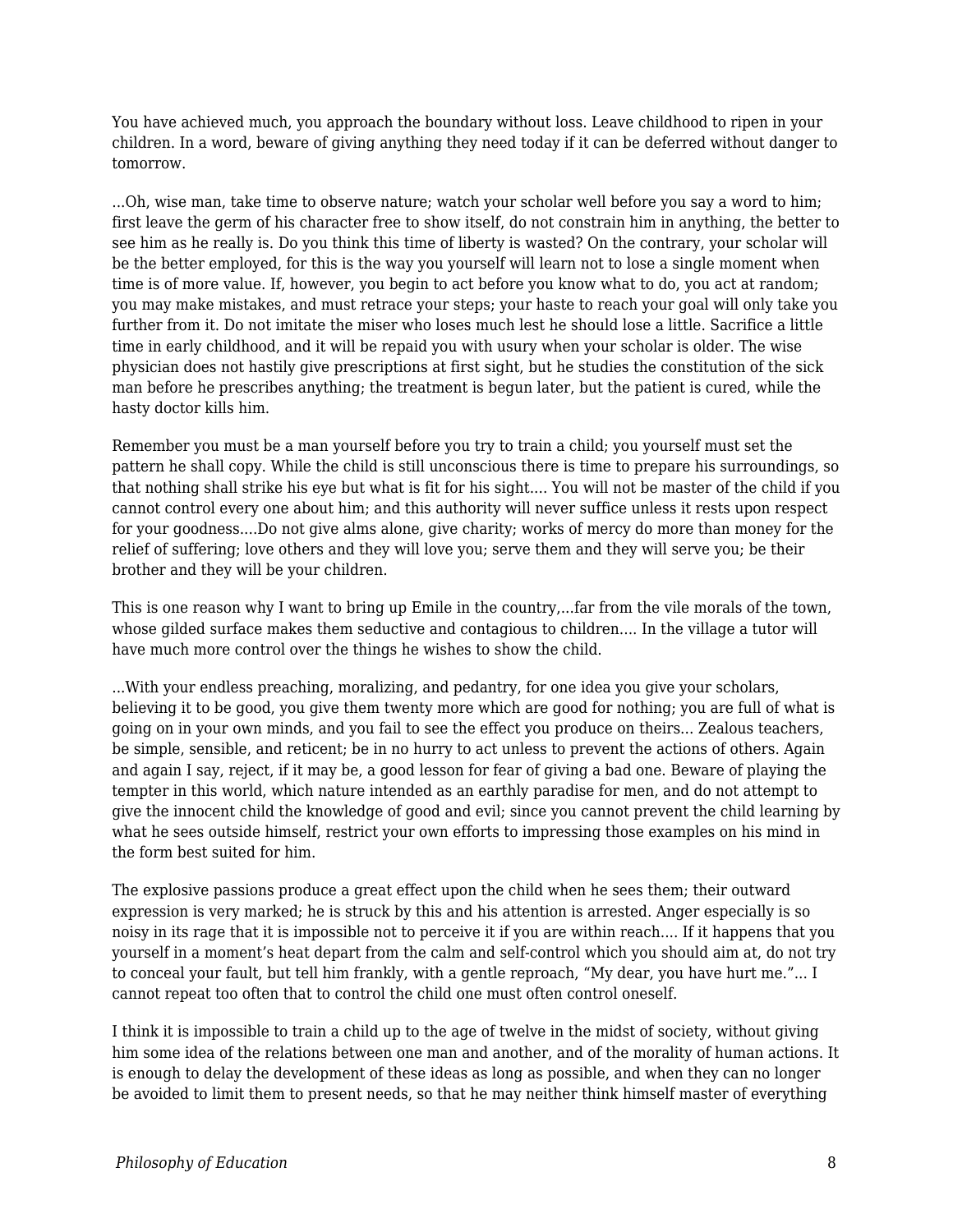You have achieved much, you approach the boundary without loss. Leave childhood to ripen in your children. In a word, beware of giving anything they need today if it can be deferred without danger to tomorrow.

…Oh, wise man, take time to observe nature; watch your scholar well before you say a word to him; first leave the germ of his character free to show itself, do not constrain him in anything, the better to see him as he really is. Do you think this time of liberty is wasted? On the contrary, your scholar will be the better employed, for this is the way you yourself will learn not to lose a single moment when time is of more value. If, however, you begin to act before you know what to do, you act at random; you may make mistakes, and must retrace your steps; your haste to reach your goal will only take you further from it. Do not imitate the miser who loses much lest he should lose a little. Sacrifice a little time in early childhood, and it will be repaid you with usury when your scholar is older. The wise physician does not hastily give prescriptions at first sight, but he studies the constitution of the sick man before he prescribes anything; the treatment is begun later, but the patient is cured, while the hasty doctor kills him.

Remember you must be a man yourself before you try to train a child; you yourself must set the pattern he shall copy. While the child is still unconscious there is time to prepare his surroundings, so that nothing shall strike his eye but what is fit for his sight…. You will not be master of the child if you cannot control every one about him; and this authority will never suffice unless it rests upon respect for your goodness.…Do not give alms alone, give charity; works of mercy do more than money for the relief of suffering; love others and they will love you; serve them and they will serve you; be their brother and they will be your children.

This is one reason why I want to bring up Emile in the country,…far from the vile morals of the town, whose gilded surface makes them seductive and contagious to children…. In the village a tutor will have much more control over the things he wishes to show the child.

…With your endless preaching, moralizing, and pedantry, for one idea you give your scholars, believing it to be good, you give them twenty more which are good for nothing; you are full of what is going on in your own minds, and you fail to see the effect you produce on theirs… Zealous teachers, be simple, sensible, and reticent; be in no hurry to act unless to prevent the actions of others. Again and again I say, reject, if it may be, a good lesson for fear of giving a bad one. Beware of playing the tempter in this world, which nature intended as an earthly paradise for men, and do not attempt to give the innocent child the knowledge of good and evil; since you cannot prevent the child learning by what he sees outside himself, restrict your own efforts to impressing those examples on his mind in the form best suited for him.

The explosive passions produce a great effect upon the child when he sees them; their outward expression is very marked; he is struck by this and his attention is arrested. Anger especially is so noisy in its rage that it is impossible not to perceive it if you are within reach…. If it happens that you yourself in a moment's heat depart from the calm and self-control which you should aim at, do not try to conceal your fault, but tell him frankly, with a gentle reproach, "My dear, you have hurt me."… I cannot repeat too often that to control the child one must often control oneself.

I think it is impossible to train a child up to the age of twelve in the midst of society, without giving him some idea of the relations between one man and another, and of the morality of human actions. It is enough to delay the development of these ideas as long as possible, and when they can no longer be avoided to limit them to present needs, so that he may neither think himself master of everything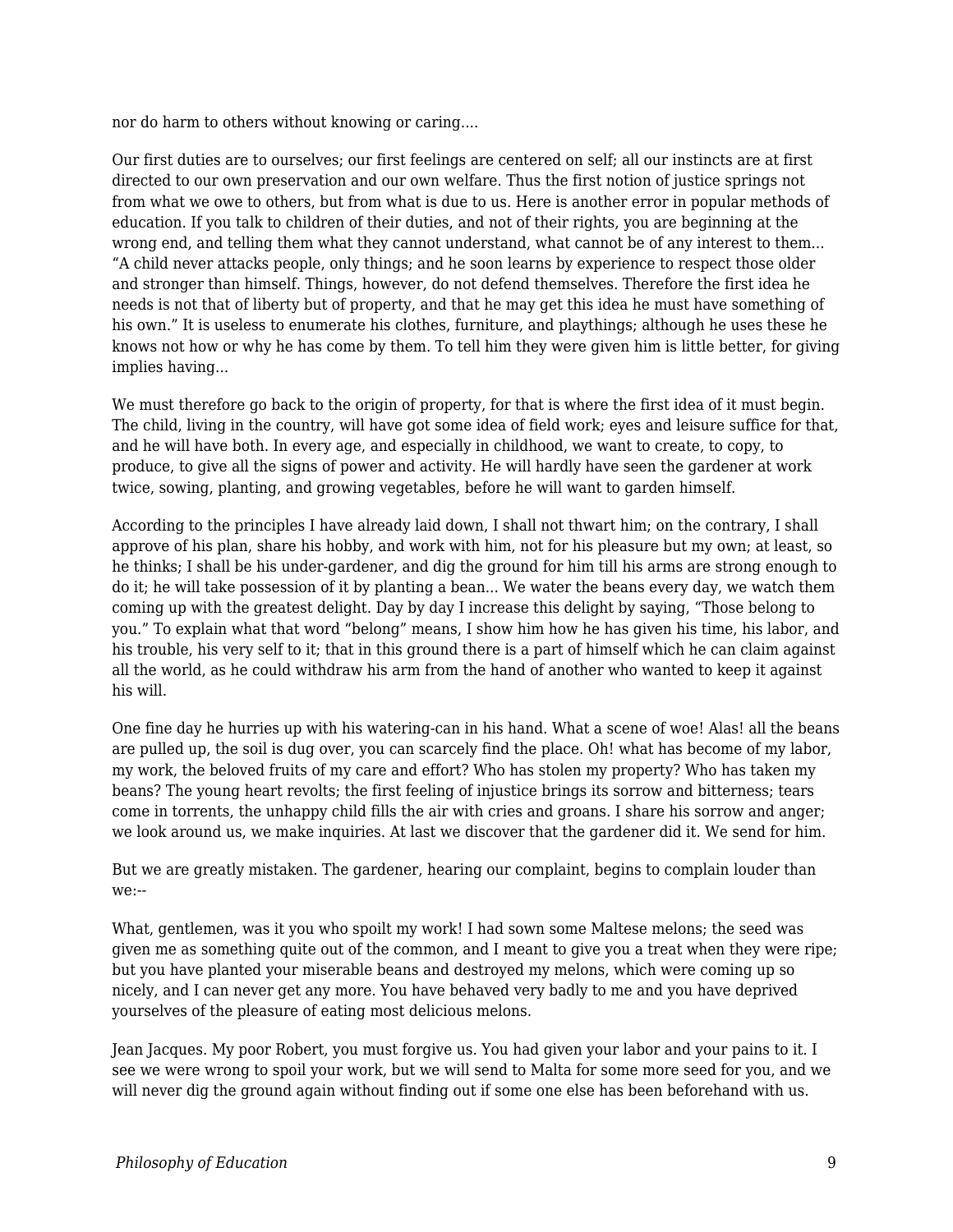nor do harm to others without knowing or caring....

Our first duties are to ourselves; our first feelings are centered on self; all our instincts are at first directed to our own preservation and our own welfare. Thus the first notion of justice springs not from what we owe to others, but from what is due to us. Here is another error in popular methods of education. If you talk to children of their duties, and not of their rights, you are beginning at the wrong end, and telling them what they cannot understand, what cannot be of any interest to them... "A child never attacks people, only things; and he soon learns by experience to respect those older and stronger than himself. Things, however, do not defend themselves. Therefore the first idea he needs is not that of liberty but of property, and that he may get this idea he must have something of his own." It is useless to enumerate his clothes, furniture, and playthings; although he uses these he knows not how or why he has come by them. To tell him they were given him is little better, for giving implies having...

We must therefore go back to the origin of property, for that is where the first idea of it must begin. The child, living in the country, will have got some idea of field work; eyes and leisure suffice for that, and he will have both. In every age, and especially in childhood, we want to create, to copy, to produce, to give all the signs of power and activity. He will hardly have seen the gardener at work twice, sowing, planting, and growing vegetables, before he will want to garden himself.

According to the principles I have already laid down, I shall not thwart him; on the contrary, I shall approve of his plan, share his hobby, and work with him, not for his pleasure but my own; at least, so he thinks; I shall be his under-gardener, and dig the ground for him till his arms are strong enough to do it; he will take possession of it by planting a bean... We water the beans every day, we watch them coming up with the greatest delight. Day by day I increase this delight by saying, "Those belong to you." To explain what that word "belong" means, I show him how he has given his time, his labor, and his trouble, his very self to it; that in this ground there is a part of himself which he can claim against all the world, as he could withdraw his arm from the hand of another who wanted to keep it against his will.

One fine day he hurries up with his watering-can in his hand. What a scene of woe! Alas! all the beans are pulled up, the soil is dug over, you can scarcely find the place. Oh! what has become of my labor, my work, the beloved fruits of my care and effort? Who has stolen my property? Who has taken my beans? The young heart revolts; the first feeling of injustice brings its sorrow and bitterness; tears come in torrents, the unhappy child fills the air with cries and groans. I share his sorrow and anger; we look around us, we make inquiries. At last we discover that the gardener did it. We send for him.

But we are greatly mistaken. The gardener, hearing our complaint, begins to complain louder than we:--

What, gentlemen, was it you who spoilt my work! I had sown some Maltese melons; the seed was given me as something quite out of the common, and I meant to give you a treat when they were ripe; but you have planted your miserable beans and destroyed my melons, which were coming up so nicely, and I can never get any more. You have behaved very badly to me and you have deprived yourselves of the pleasure of eating most delicious melons.

Jean Jacques. My poor Robert, you must forgive us. You had given your labor and your pains to it. I see we were wrong to spoil your work, but we will send to Malta for some more seed for you, and we will never dig the ground again without finding out if some one else has been beforehand with us.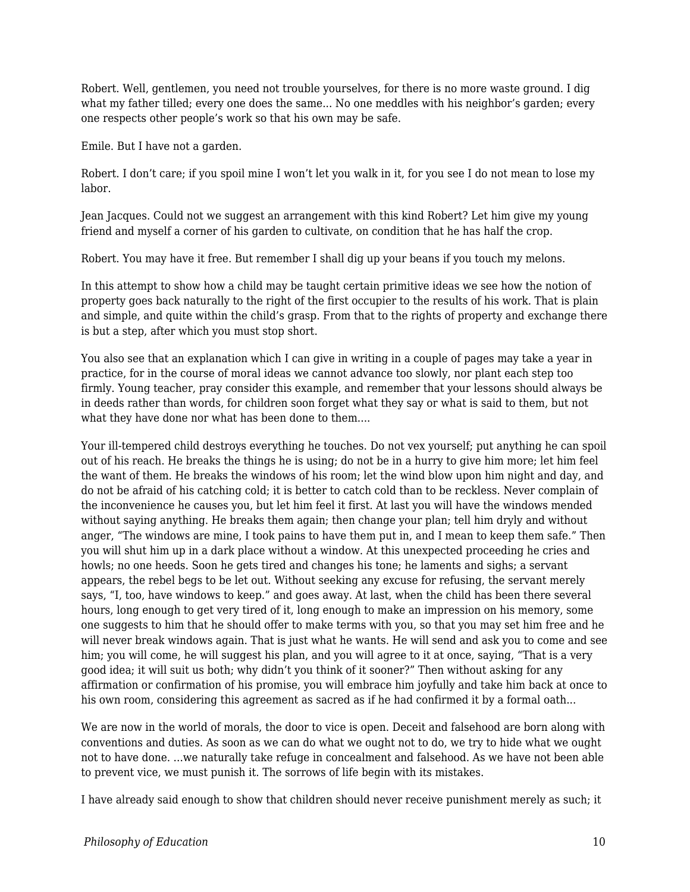Robert. Well, gentlemen, you need not trouble yourselves, for there is no more waste ground. I dig what my father tilled; every one does the same... No one meddles with his neighbor’s garden; every one respects other people’s work so that his own may be safe.

Emile. But I have not a garden.

Robert. I don’t care; if you spoil mine I won’t let you walk in it, for you see I do not mean to lose my labor.

Jean Jacques. Could not we suggest an arrangement with this kind Robert? Let him give my young friend and myself a corner of his garden to cultivate, on condition that he has half the crop.

Robert. You may have it free. But remember I shall dig up your beans if you touch my melons.

In this attempt to show how a child may be taught certain primitive ideas we see how the notion of property goes back naturally to the right of the first occupier to the results of his work. That is plain and simple, and quite within the child’s grasp. From that to the rights of property and exchange there is but a step, after which you must stop short.

You also see that an explanation which I can give in writing in a couple of pages may take a year in practice, for in the course of moral ideas we cannot advance too slowly, nor plant each step too firmly. Young teacher, pray consider this example, and remember that your lessons should always be in deeds rather than words, for children soon forget what they say or what is said to them, but not what they have done nor what has been done to them....

Your ill-tempered child destroys everything he touches. Do not vex yourself; put anything he can spoil out of his reach. He breaks the things he is using; do not be in a hurry to give him more; let him feel the want of them. He breaks the windows of his room; let the wind blow upon him night and day, and do not be afraid of his catching cold; it is better to catch cold than to be reckless. Never complain of the inconvenience he causes you, but let him feel it first. At last you will have the windows mended without saying anything. He breaks them again; then change your plan; tell him dryly and without anger, “The windows are mine, I took pains to have them put in, and I mean to keep them safe.” Then you will shut him up in a dark place without a window. At this unexpected proceeding he cries and howls; no one heeds. Soon he gets tired and changes his tone; he laments and sighs; a servant appears, the rebel begs to be let out. Without seeking any excuse for refusing, the servant merely says, “I, too, have windows to keep.” and goes away. At last, when the child has been there several hours, long enough to get very tired of it, long enough to make an impression on his memory, some one suggests to him that he should offer to make terms with you, so that you may set him free and he will never break windows again. That is just what he wants. He will send and ask you to come and see him; you will come, he will suggest his plan, and you will agree to it at once, saying, “That is a very good idea; it will suit us both; why didn’t you think of it sooner?” Then without asking for any affirmation or confirmation of his promise, you will embrace him joyfully and take him back at once to his own room, considering this agreement as sacred as if he had confirmed it by a formal oath...

We are now in the world of morals, the door to vice is open. Deceit and falsehood are born along with conventions and duties. As soon as we can do what we ought not to do, we try to hide what we ought not to have done. ...we naturally take refuge in concealment and falsehood. As we have not been able to prevent vice, we must punish it. The sorrows of life begin with its mistakes.

I have already said enough to show that children should never receive punishment merely as such; it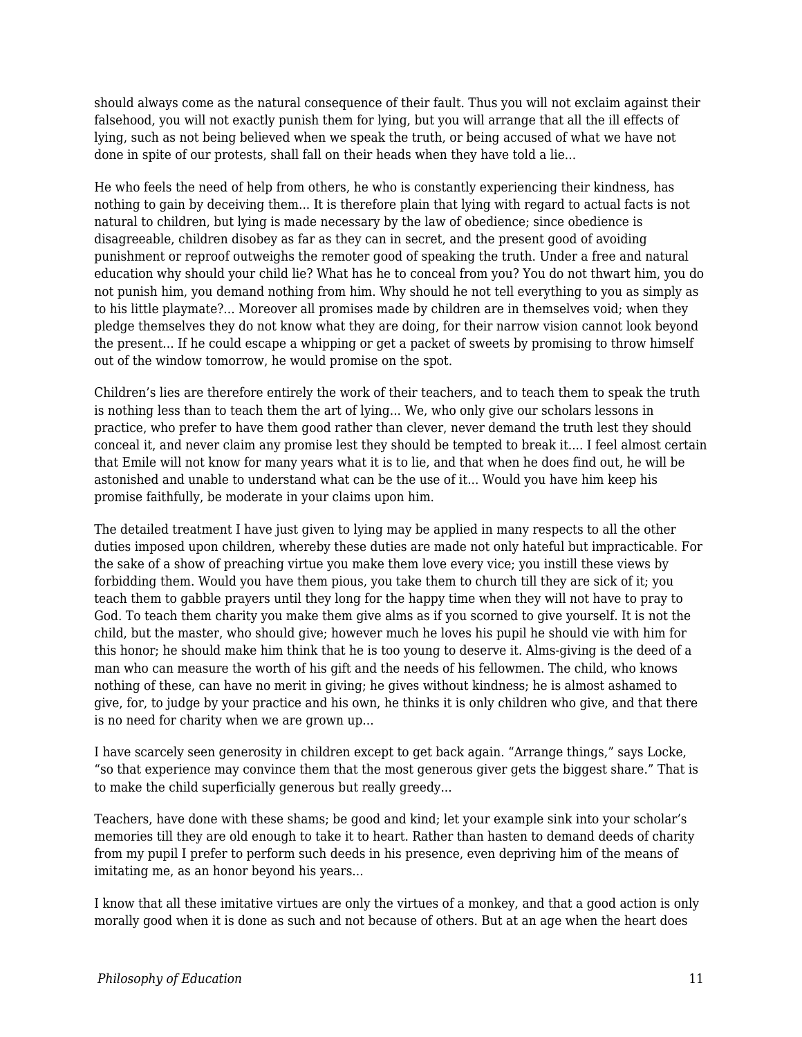should always come as the natural consequence of their fault. Thus you will not exclaim against their falsehood, you will not exactly punish them for lying, but you will arrange that all the ill effects of lying, such as not being believed when we speak the truth, or being accused of what we have not done in spite of our protests, shall fall on their heads when they have told a lie...

He who feels the need of help from others, he who is constantly experiencing their kindness, has nothing to gain by deceiving them... It is therefore plain that lying with regard to actual facts is not natural to children, but lying is made necessary by the law of obedience; since obedience is disagreeable, children disobey as far as they can in secret, and the present good of avoiding punishment or reproof outweighs the remoter good of speaking the truth. Under a free and natural education why should your child lie? What has he to conceal from you? You do not thwart him, you do not punish him, you demand nothing from him. Why should he not tell everything to you as simply as to his little playmate?... Moreover all promises made by children are in themselves void; when they pledge themselves they do not know what they are doing, for their narrow vision cannot look beyond the present... If he could escape a whipping or get a packet of sweets by promising to throw himself out of the window tomorrow, he would promise on the spot.

Children's lies are therefore entirely the work of their teachers, and to teach them to speak the truth is nothing less than to teach them the art of lying... We, who only give our scholars lessons in practice, who prefer to have them good rather than clever, never demand the truth lest they should conceal it, and never claim any promise lest they should be tempted to break it.... I feel almost certain that Emile will not know for many years what it is to lie, and that when he does find out, he will be astonished and unable to understand what can be the use of it... Would you have him keep his promise faithfully, be moderate in your claims upon him.

The detailed treatment I have just given to lying may be applied in many respects to all the other duties imposed upon children, whereby these duties are made not only hateful but impracticable. For the sake of a show of preaching virtue you make them love every vice; you instill these views by forbidding them. Would you have them pious, you take them to church till they are sick of it; you teach them to gabble prayers until they long for the happy time when they will not have to pray to God. To teach them charity you make them give alms as if you scorned to give yourself. It is not the child, but the master, who should give; however much he loves his pupil he should vie with him for this honor; he should make him think that he is too young to deserve it. Alms-giving is the deed of a man who can measure the worth of his gift and the needs of his fellowmen. The child, who knows nothing of these, can have no merit in giving; he gives without kindness; he is almost ashamed to give, for, to judge by your practice and his own, he thinks it is only children who give, and that there is no need for charity when we are grown up...

I have scarcely seen generosity in children except to get back again. "Arrange things," says Locke, "so that experience may convince them that the most generous giver gets the biggest share." That is to make the child superficially generous but really greedy...

Teachers, have done with these shams; be good and kind; let your example sink into your scholar's memories till they are old enough to take it to heart. Rather than hasten to demand deeds of charity from my pupil I prefer to perform such deeds in his presence, even depriving him of the means of imitating me, as an honor beyond his years...

I know that all these imitative virtues are only the virtues of a monkey, and that a good action is only morally good when it is done as such and not because of others. But at an age when the heart does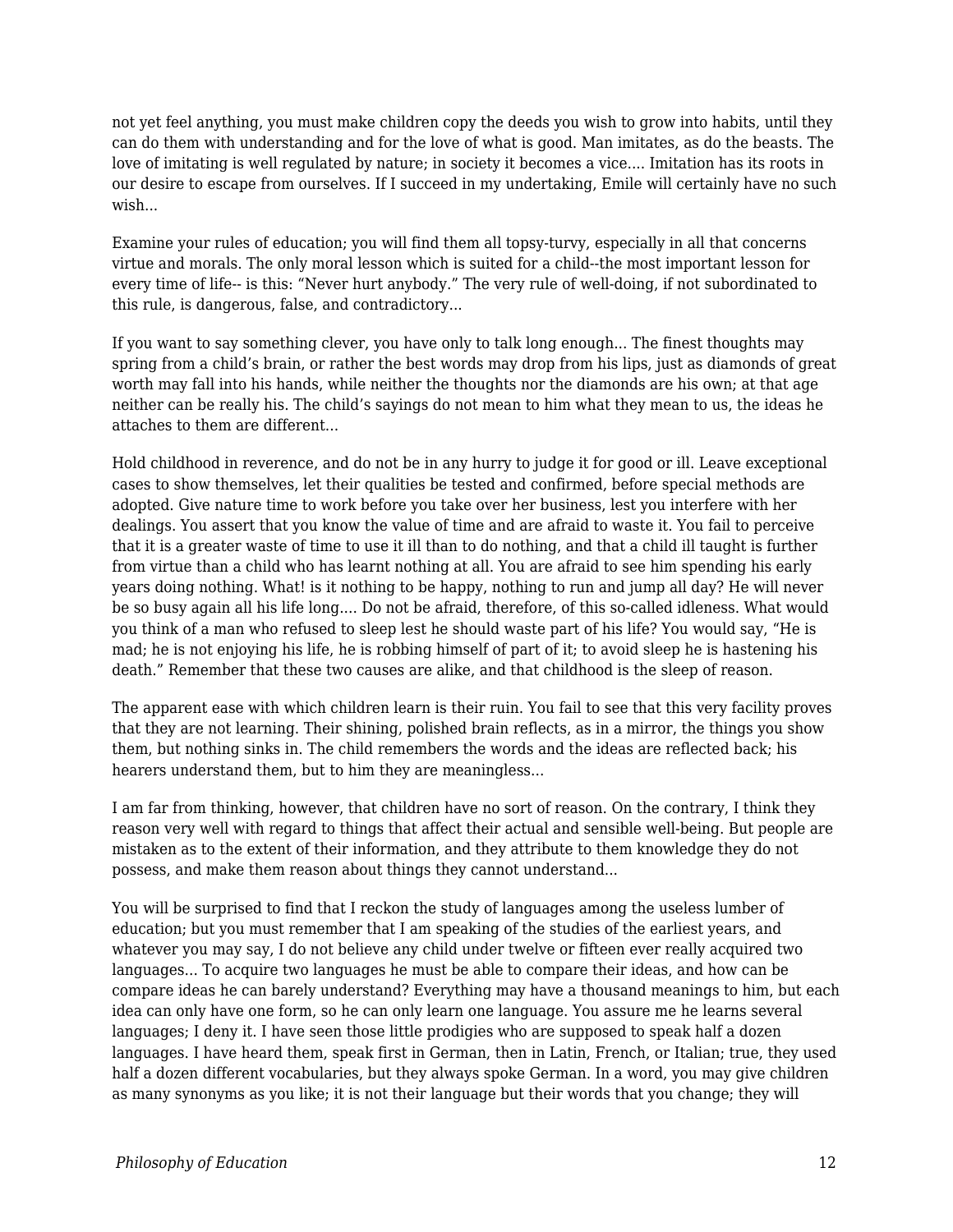not yet feel anything, you must make children copy the deeds you wish to grow into habits, until they can do them with understanding and for the love of what is good. Man imitates, as do the beasts. The love of imitating is well regulated by nature; in society it becomes a vice.... Imitation has its roots in our desire to escape from ourselves. If I succeed in my undertaking, Emile will certainly have no such wish...

Examine your rules of education; you will find them all topsy-turvy, especially in all that concerns virtue and morals. The only moral lesson which is suited for a child--the most important lesson for every time of life-- is this: “Never hurt anybody.” The very rule of well-doing, if not subordinated to this rule, is dangerous, false, and contradictory...

If you want to say something clever, you have only to talk long enough... The finest thoughts may spring from a child’s brain, or rather the best words may drop from his lips, just as diamonds of great worth may fall into his hands, while neither the thoughts nor the diamonds are his own; at that age neither can be really his. The child’s sayings do not mean to him what they mean to us, the ideas he attaches to them are different...

Hold childhood in reverence, and do not be in any hurry to judge it for good or ill. Leave exceptional cases to show themselves, let their qualities be tested and confirmed, before special methods are adopted. Give nature time to work before you take over her business, lest you interfere with her dealings. You assert that you know the value of time and are afraid to waste it. You fail to perceive that it is a greater waste of time to use it ill than to do nothing, and that a child ill taught is further from virtue than a child who has learnt nothing at all. You are afraid to see him spending his early years doing nothing. What! is it nothing to be happy, nothing to run and jump all day? He will never be so busy again all his life long.... Do not be afraid, therefore, of this so-called idleness. What would you think of a man who refused to sleep lest he should waste part of his life? You would say, “He is mad; he is not enjoying his life, he is robbing himself of part of it; to avoid sleep he is hastening his death.” Remember that these two causes are alike, and that childhood is the sleep of reason.

The apparent ease with which children learn is their ruin. You fail to see that this very facility proves that they are not learning. Their shining, polished brain reflects, as in a mirror, the things you show them, but nothing sinks in. The child remembers the words and the ideas are reflected back; his hearers understand them, but to him they are meaningless...

I am far from thinking, however, that children have no sort of reason. On the contrary, I think they reason very well with regard to things that affect their actual and sensible well-being. But people are mistaken as to the extent of their information, and they attribute to them knowledge they do not possess, and make them reason about things they cannot understand...

You will be surprised to find that I reckon the study of languages among the useless lumber of education; but you must remember that I am speaking of the studies of the earliest years, and whatever you may say, I do not believe any child under twelve or fifteen ever really acquired two languages... To acquire two languages he must be able to compare their ideas, and how can be compare ideas he can barely understand? Everything may have a thousand meanings to him, but each idea can only have one form, so he can only learn one language. You assure me he learns several languages; I deny it. I have seen those little prodigies who are supposed to speak half a dozen languages. I have heard them, speak first in German, then in Latin, French, or Italian; true, they used half a dozen different vocabularies, but they always spoke German. In a word, you may give children as many synonyms as you like; it is not their language but their words that you change; they will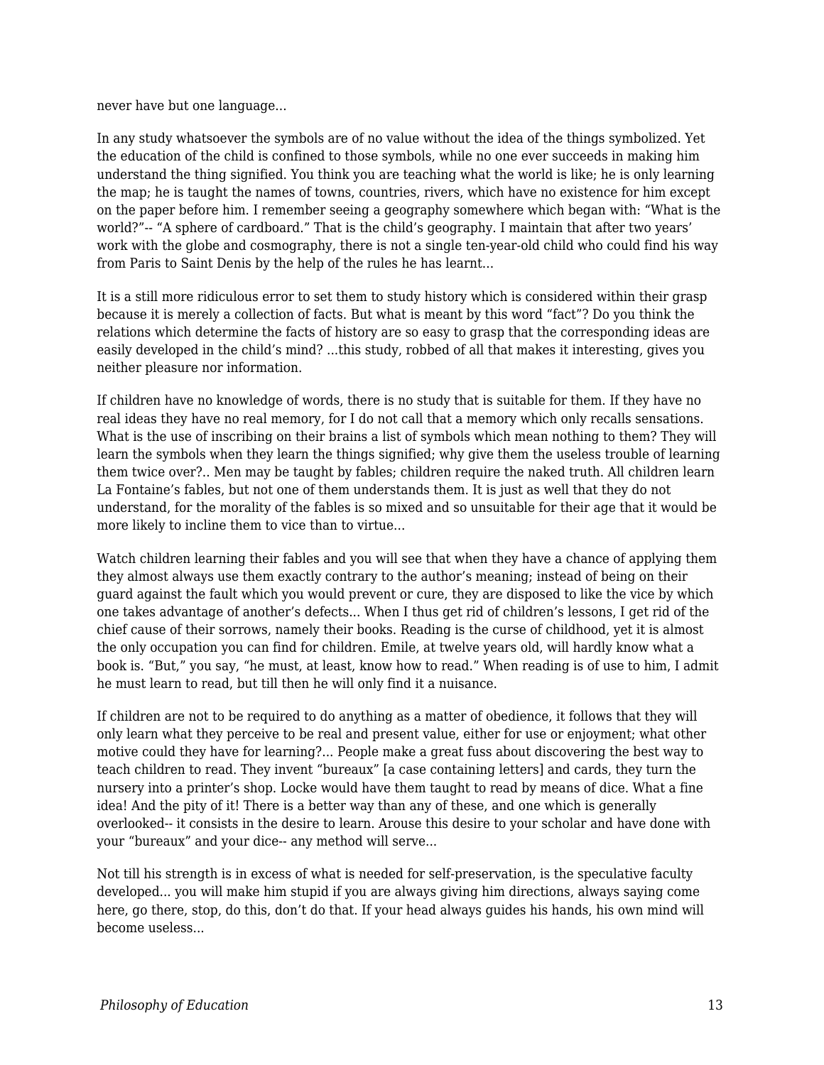never have but one language...

In any study whatsoever the symbols are of no value without the idea of the things symbolized. Yet the education of the child is confined to those symbols, while no one ever succeeds in making him understand the thing signified. You think you are teaching what the world is like; he is only learning the map; he is taught the names of towns, countries, rivers, which have no existence for him except on the paper before him. I remember seeing a geography somewhere which began with: "What is the world?"-- "A sphere of cardboard." That is the child's geography. I maintain that after two years' work with the globe and cosmography, there is not a single ten-year-old child who could find his way from Paris to Saint Denis by the help of the rules he has learnt...

It is a still more ridiculous error to set them to study history which is considered within their grasp because it is merely a collection of facts. But what is meant by this word "fact"? Do you think the relations which determine the facts of history are so easy to grasp that the corresponding ideas are easily developed in the child's mind? ...this study, robbed of all that makes it interesting, gives you neither pleasure nor information.

If children have no knowledge of words, there is no study that is suitable for them. If they have no real ideas they have no real memory, for I do not call that a memory which only recalls sensations. What is the use of inscribing on their brains a list of symbols which mean nothing to them? They will learn the symbols when they learn the things signified; why give them the useless trouble of learning them twice over?.. Men may be taught by fables; children require the naked truth. All children learn La Fontaine's fables, but not one of them understands them. It is just as well that they do not understand, for the morality of the fables is so mixed and so unsuitable for their age that it would be more likely to incline them to vice than to virtue...

Watch children learning their fables and you will see that when they have a chance of applying them they almost always use them exactly contrary to the author's meaning; instead of being on their guard against the fault which you would prevent or cure, they are disposed to like the vice by which one takes advantage of another's defects... When I thus get rid of children's lessons, I get rid of the chief cause of their sorrows, namely their books. Reading is the curse of childhood, yet it is almost the only occupation you can find for children. Emile, at twelve years old, will hardly know what a book is. "But," you say, "he must, at least, know how to read." When reading is of use to him, I admit he must learn to read, but till then he will only find it a nuisance.

If children are not to be required to do anything as a matter of obedience, it follows that they will only learn what they perceive to be real and present value, either for use or enjoyment; what other motive could they have for learning?... People make a great fuss about discovering the best way to teach children to read. They invent "bureaux" [a case containing letters] and cards, they turn the nursery into a printer's shop. Locke would have them taught to read by means of dice. What a fine idea! And the pity of it! There is a better way than any of these, and one which is generally overlooked-- it consists in the desire to learn. Arouse this desire to your scholar and have done with your "bureaux" and your dice-- any method will serve...

Not till his strength is in excess of what is needed for self-preservation, is the speculative faculty developed... you will make him stupid if you are always giving him directions, always saying come here, go there, stop, do this, don't do that. If your head always guides his hands, his own mind will become useless...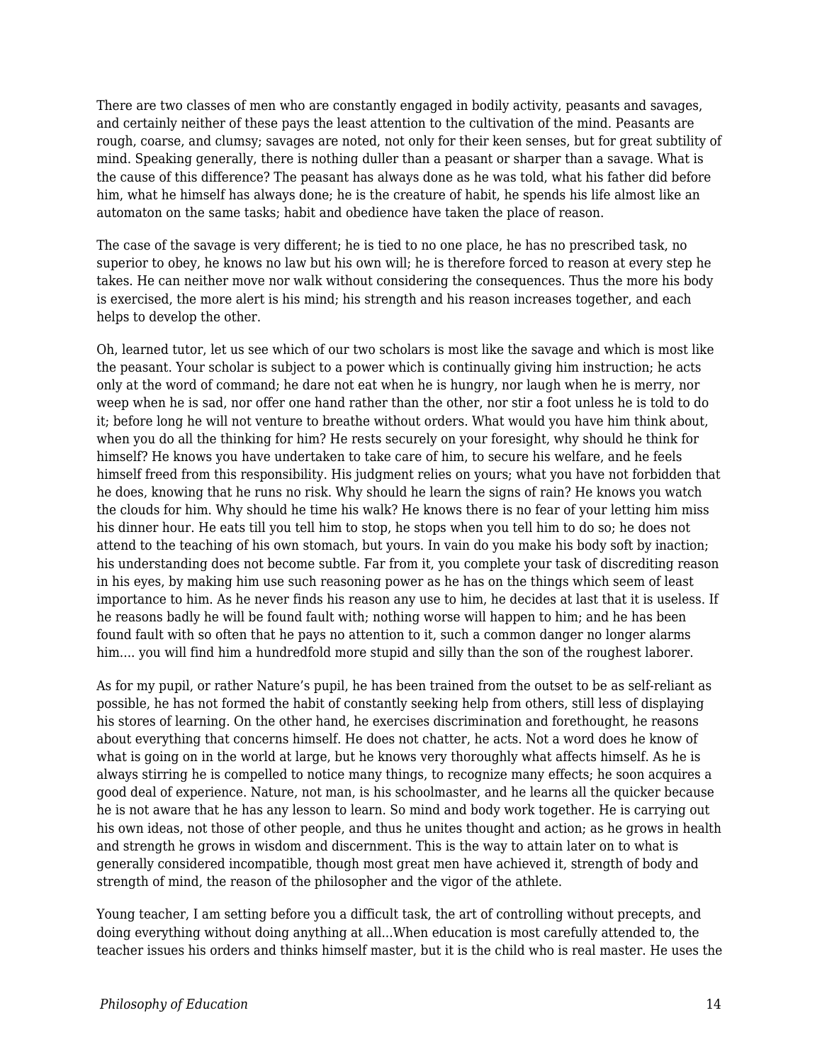There are two classes of men who are constantly engaged in bodily activity, peasants and savages, and certainly neither of these pays the least attention to the cultivation of the mind. Peasants are rough, coarse, and clumsy; savages are noted, not only for their keen senses, but for great subtility of mind. Speaking generally, there is nothing duller than a peasant or sharper than a savage. What is the cause of this difference? The peasant has always done as he was told, what his father did before him, what he himself has always done; he is the creature of habit, he spends his life almost like an automaton on the same tasks; habit and obedience have taken the place of reason.

The case of the savage is very different; he is tied to no one place, he has no prescribed task, no superior to obey, he knows no law but his own will; he is therefore forced to reason at every step he takes. He can neither move nor walk without considering the consequences. Thus the more his body is exercised, the more alert is his mind; his strength and his reason increases together, and each helps to develop the other.

Oh, learned tutor, let us see which of our two scholars is most like the savage and which is most like the peasant. Your scholar is subject to a power which is continually giving him instruction; he acts only at the word of command; he dare not eat when he is hungry, nor laugh when he is merry, nor weep when he is sad, nor offer one hand rather than the other, nor stir a foot unless he is told to do it; before long he will not venture to breathe without orders. What would you have him think about, when you do all the thinking for him? He rests securely on your foresight, why should he think for himself? He knows you have undertaken to take care of him, to secure his welfare, and he feels himself freed from this responsibility. His judgment relies on yours; what you have not forbidden that he does, knowing that he runs no risk. Why should he learn the signs of rain? He knows you watch the clouds for him. Why should he time his walk? He knows there is no fear of your letting him miss his dinner hour. He eats till you tell him to stop, he stops when you tell him to do so; he does not attend to the teaching of his own stomach, but yours. In vain do you make his body soft by inaction; his understanding does not become subtle. Far from it, you complete your task of discrediting reason in his eyes, by making him use such reasoning power as he has on the things which seem of least importance to him. As he never finds his reason any use to him, he decides at last that it is useless. If he reasons badly he will be found fault with; nothing worse will happen to him; and he has been found fault with so often that he pays no attention to it, such a common danger no longer alarms him.... you will find him a hundredfold more stupid and silly than the son of the roughest laborer.

As for my pupil, or rather Nature's pupil, he has been trained from the outset to be as self-reliant as possible, he has not formed the habit of constantly seeking help from others, still less of displaying his stores of learning. On the other hand, he exercises discrimination and forethought, he reasons about everything that concerns himself. He does not chatter, he acts. Not a word does he know of what is going on in the world at large, but he knows very thoroughly what affects himself. As he is always stirring he is compelled to notice many things, to recognize many effects; he soon acquires a good deal of experience. Nature, not man, is his schoolmaster, and he learns all the quicker because he is not aware that he has any lesson to learn. So mind and body work together. He is carrying out his own ideas, not those of other people, and thus he unites thought and action; as he grows in health and strength he grows in wisdom and discernment. This is the way to attain later on to what is generally considered incompatible, though most great men have achieved it, strength of body and strength of mind, the reason of the philosopher and the vigor of the athlete.

Young teacher, I am setting before you a difficult task, the art of controlling without precepts, and doing everything without doing anything at all...When education is most carefully attended to, the teacher issues his orders and thinks himself master, but it is the child who is real master. He uses the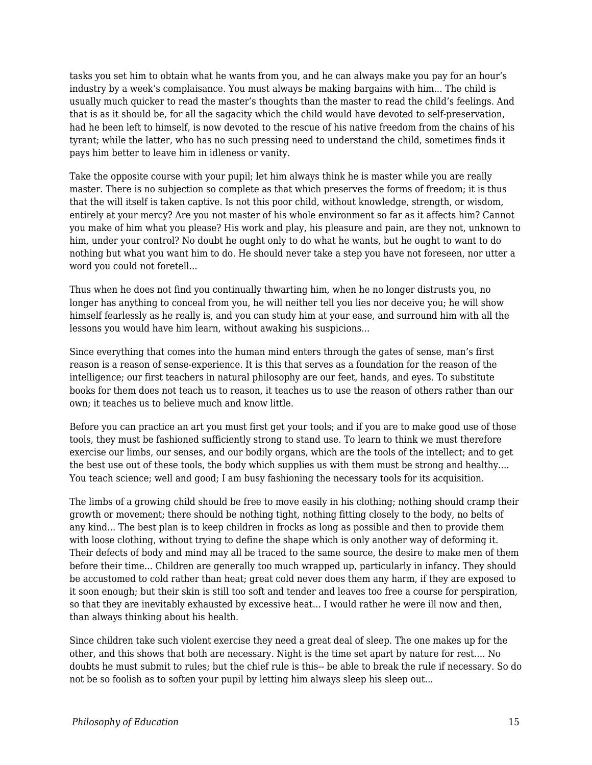tasks you set him to obtain what he wants from you, and he can always make you pay for an hour's industry by a week's complaisance. You must always be making bargains with him... The child is usually much quicker to read the master's thoughts than the master to read the child's feelings. And that is as it should be, for all the sagacity which the child would have devoted to self-preservation, had he been left to himself, is now devoted to the rescue of his native freedom from the chains of his tyrant; while the latter, who has no such pressing need to understand the child, sometimes finds it pays him better to leave him in idleness or vanity.

Take the opposite course with your pupil; let him always think he is master while you are really master. There is no subjection so complete as that which preserves the forms of freedom; it is thus that the will itself is taken captive. Is not this poor child, without knowledge, strength, or wisdom, entirely at your mercy? Are you not master of his whole environment so far as it affects him? Cannot you make of him what you please? His work and play, his pleasure and pain, are they not, unknown to him, under your control? No doubt he ought only to do what he wants, but he ought to want to do nothing but what you want him to do. He should never take a step you have not foreseen, nor utter a word you could not foretell...

Thus when he does not find you continually thwarting him, when he no longer distrusts you, no longer has anything to conceal from you, he will neither tell you lies nor deceive you; he will show himself fearlessly as he really is, and you can study him at your ease, and surround him with all the lessons you would have him learn, without awaking his suspicions...

Since everything that comes into the human mind enters through the gates of sense, man's first reason is a reason of sense-experience. It is this that serves as a foundation for the reason of the intelligence; our first teachers in natural philosophy are our feet, hands, and eyes. To substitute books for them does not teach us to reason, it teaches us to use the reason of others rather than our own; it teaches us to believe much and know little.

Before you can practice an art you must first get your tools; and if you are to make good use of those tools, they must be fashioned sufficiently strong to stand use. To learn to think we must therefore exercise our limbs, our senses, and our bodily organs, which are the tools of the intellect; and to get the best use out of these tools, the body which supplies us with them must be strong and healthy.... You teach science; well and good; I am busy fashioning the necessary tools for its acquisition.

The limbs of a growing child should be free to move easily in his clothing; nothing should cramp their growth or movement; there should be nothing tight, nothing fitting closely to the body, no belts of any kind... The best plan is to keep children in frocks as long as possible and then to provide them with loose clothing, without trying to define the shape which is only another way of deforming it. Their defects of body and mind may all be traced to the same source, the desire to make men of them before their time... Children are generally too much wrapped up, particularly in infancy. They should be accustomed to cold rather than heat; great cold never does them any harm, if they are exposed to it soon enough; but their skin is still too soft and tender and leaves too free a course for perspiration, so that they are inevitably exhausted by excessive heat... I would rather he were ill now and then, than always thinking about his health.

Since children take such violent exercise they need a great deal of sleep. The one makes up for the other, and this shows that both are necessary. Night is the time set apart by nature for rest.... No doubts he must submit to rules; but the chief rule is this-- be able to break the rule if necessary. So do not be so foolish as to soften your pupil by letting him always sleep his sleep out...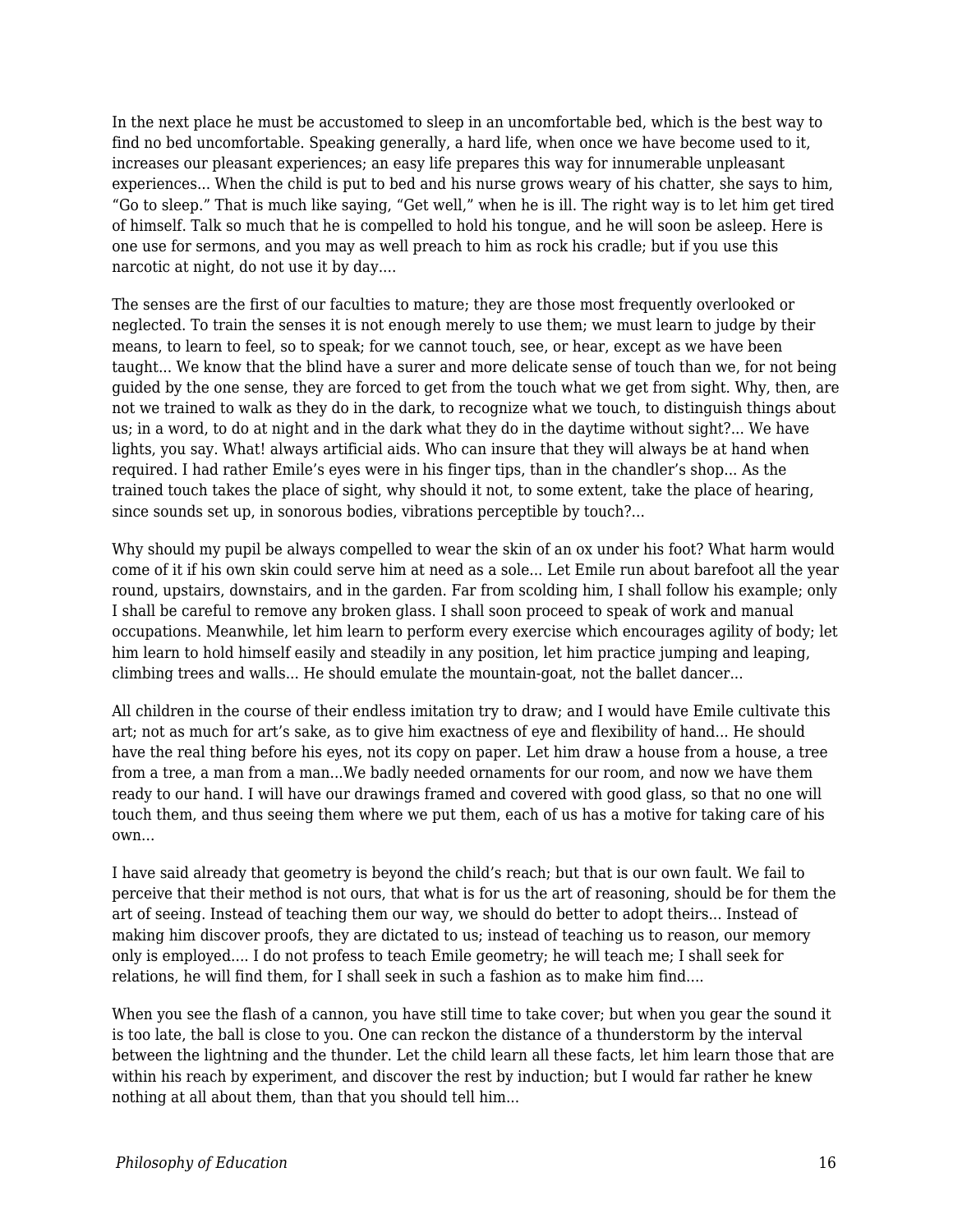In the next place he must be accustomed to sleep in an uncomfortable bed, which is the best way to find no bed uncomfortable. Speaking generally, a hard life, when once we have become used to it, increases our pleasant experiences; an easy life prepares this way for innumerable unpleasant experiences... When the child is put to bed and his nurse grows weary of his chatter, she says to him, "Go to sleep." That is much like saying, "Get well," when he is ill. The right way is to let him get tired of himself. Talk so much that he is compelled to hold his tongue, and he will soon be asleep. Here is one use for sermons, and you may as well preach to him as rock his cradle; but if you use this narcotic at night, do not use it by day....

The senses are the first of our faculties to mature; they are those most frequently overlooked or neglected. To train the senses it is not enough merely to use them; we must learn to judge by their means, to learn to feel, so to speak; for we cannot touch, see, or hear, except as we have been taught... We know that the blind have a surer and more delicate sense of touch than we, for not being guided by the one sense, they are forced to get from the touch what we get from sight. Why, then, are not we trained to walk as they do in the dark, to recognize what we touch, to distinguish things about us; in a word, to do at night and in the dark what they do in the daytime without sight?... We have lights, you say. What! always artificial aids. Who can insure that they will always be at hand when required. I had rather Emile's eyes were in his finger tips, than in the chandler's shop... As the trained touch takes the place of sight, why should it not, to some extent, take the place of hearing, since sounds set up, in sonorous bodies, vibrations perceptible by touch?...

Why should my pupil be always compelled to wear the skin of an ox under his foot? What harm would come of it if his own skin could serve him at need as a sole... Let Emile run about barefoot all the year round, upstairs, downstairs, and in the garden. Far from scolding him, I shall follow his example; only I shall be careful to remove any broken glass. I shall soon proceed to speak of work and manual occupations. Meanwhile, let him learn to perform every exercise which encourages agility of body; let him learn to hold himself easily and steadily in any position, let him practice jumping and leaping, climbing trees and walls... He should emulate the mountain-goat, not the ballet dancer...

All children in the course of their endless imitation try to draw; and I would have Emile cultivate this art; not as much for art's sake, as to give him exactness of eye and flexibility of hand... He should have the real thing before his eyes, not its copy on paper. Let him draw a house from a house, a tree from a tree, a man from a man...We badly needed ornaments for our room, and now we have them ready to our hand. I will have our drawings framed and covered with good glass, so that no one will touch them, and thus seeing them where we put them, each of us has a motive for taking care of his own...

I have said already that geometry is beyond the child's reach; but that is our own fault. We fail to perceive that their method is not ours, that what is for us the art of reasoning, should be for them the art of seeing. Instead of teaching them our way, we should do better to adopt theirs... Instead of making him discover proofs, they are dictated to us; instead of teaching us to reason, our memory only is employed.... I do not profess to teach Emile geometry; he will teach me; I shall seek for relations, he will find them, for I shall seek in such a fashion as to make him find....

When you see the flash of a cannon, you have still time to take cover; but when you gear the sound it is too late, the ball is close to you. One can reckon the distance of a thunderstorm by the interval between the lightning and the thunder. Let the child learn all these facts, let him learn those that are within his reach by experiment, and discover the rest by induction; but I would far rather he knew nothing at all about them, than that you should tell him...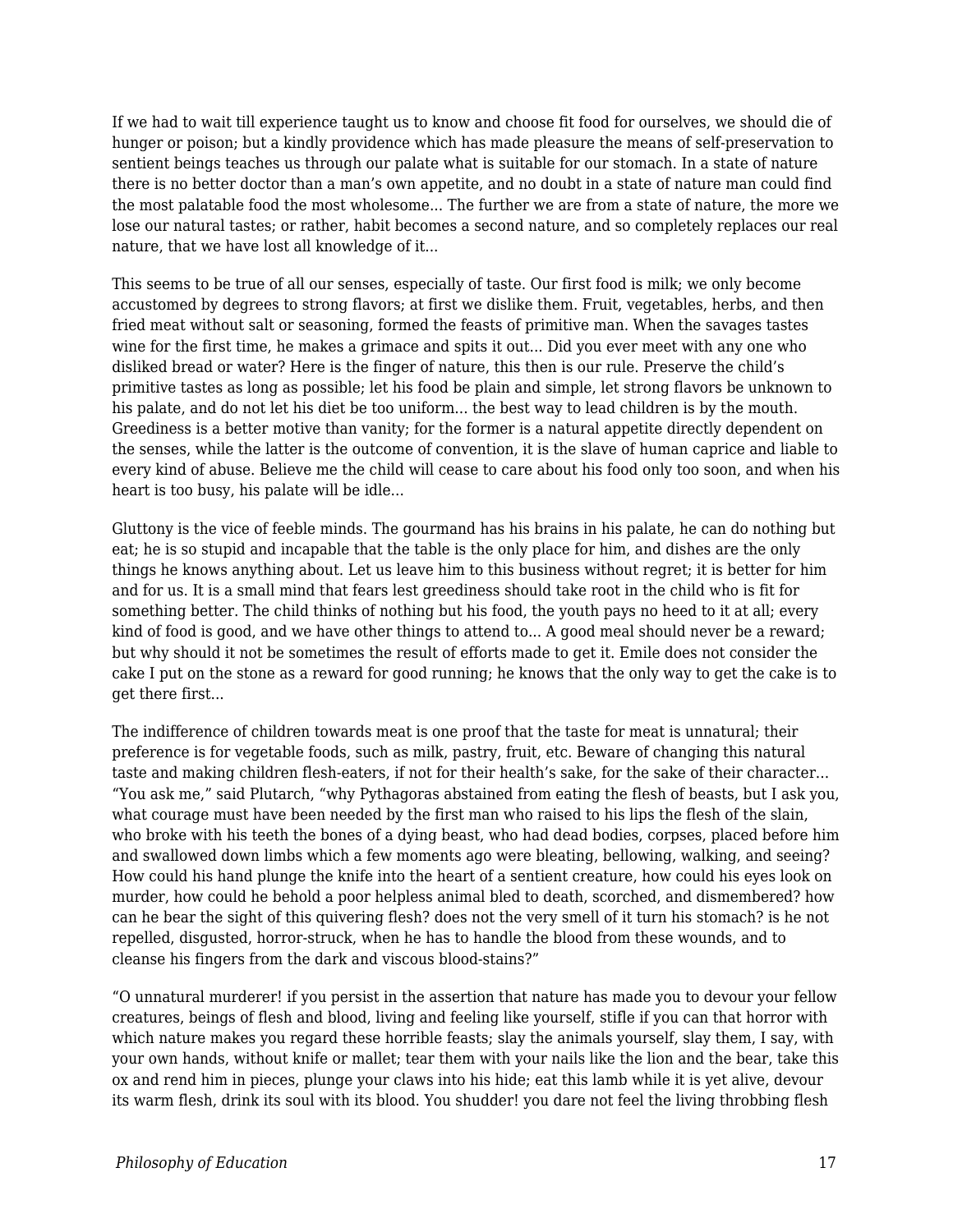If we had to wait till experience taught us to know and choose fit food for ourselves, we should die of hunger or poison; but a kindly providence which has made pleasure the means of self-preservation to sentient beings teaches us through our palate what is suitable for our stomach. In a state of nature there is no better doctor than a man's own appetite, and no doubt in a state of nature man could find the most palatable food the most wholesome... The further we are from a state of nature, the more we lose our natural tastes; or rather, habit becomes a second nature, and so completely replaces our real nature, that we have lost all knowledge of it...

This seems to be true of all our senses, especially of taste. Our first food is milk; we only become accustomed by degrees to strong flavors; at first we dislike them. Fruit, vegetables, herbs, and then fried meat without salt or seasoning, formed the feasts of primitive man. When the savages tastes wine for the first time, he makes a grimace and spits it out... Did you ever meet with any one who disliked bread or water? Here is the finger of nature, this then is our rule. Preserve the child's primitive tastes as long as possible; let his food be plain and simple, let strong flavors be unknown to his palate, and do not let his diet be too uniform... the best way to lead children is by the mouth. Greediness is a better motive than vanity; for the former is a natural appetite directly dependent on the senses, while the latter is the outcome of convention, it is the slave of human caprice and liable to every kind of abuse. Believe me the child will cease to care about his food only too soon, and when his heart is too busy, his palate will be idle...

Gluttony is the vice of feeble minds. The gourmand has his brains in his palate, he can do nothing but eat; he is so stupid and incapable that the table is the only place for him, and dishes are the only things he knows anything about. Let us leave him to this business without regret; it is better for him and for us. It is a small mind that fears lest greediness should take root in the child who is fit for something better. The child thinks of nothing but his food, the youth pays no heed to it at all; every kind of food is good, and we have other things to attend to... A good meal should never be a reward; but why should it not be sometimes the result of efforts made to get it. Emile does not consider the cake I put on the stone as a reward for good running; he knows that the only way to get the cake is to get there first...

The indifference of children towards meat is one proof that the taste for meat is unnatural; their preference is for vegetable foods, such as milk, pastry, fruit, etc. Beware of changing this natural taste and making children flesh-eaters, if not for their health's sake, for the sake of their character... "You ask me," said Plutarch, "why Pythagoras abstained from eating the flesh of beasts, but I ask you, what courage must have been needed by the first man who raised to his lips the flesh of the slain, who broke with his teeth the bones of a dying beast, who had dead bodies, corpses, placed before him and swallowed down limbs which a few moments ago were bleating, bellowing, walking, and seeing? How could his hand plunge the knife into the heart of a sentient creature, how could his eyes look on murder, how could he behold a poor helpless animal bled to death, scorched, and dismembered? how can he bear the sight of this quivering flesh? does not the very smell of it turn his stomach? is he not repelled, disgusted, horror-struck, when he has to handle the blood from these wounds, and to cleanse his fingers from the dark and viscous blood-stains?"

"O unnatural murderer! if you persist in the assertion that nature has made you to devour your fellow creatures, beings of flesh and blood, living and feeling like yourself, stifle if you can that horror with which nature makes you regard these horrible feasts; slay the animals yourself, slay them, I say, with your own hands, without knife or mallet; tear them with your nails like the lion and the bear, take this ox and rend him in pieces, plunge your claws into his hide; eat this lamb while it is yet alive, devour its warm flesh, drink its soul with its blood. You shudder! you dare not feel the living throbbing flesh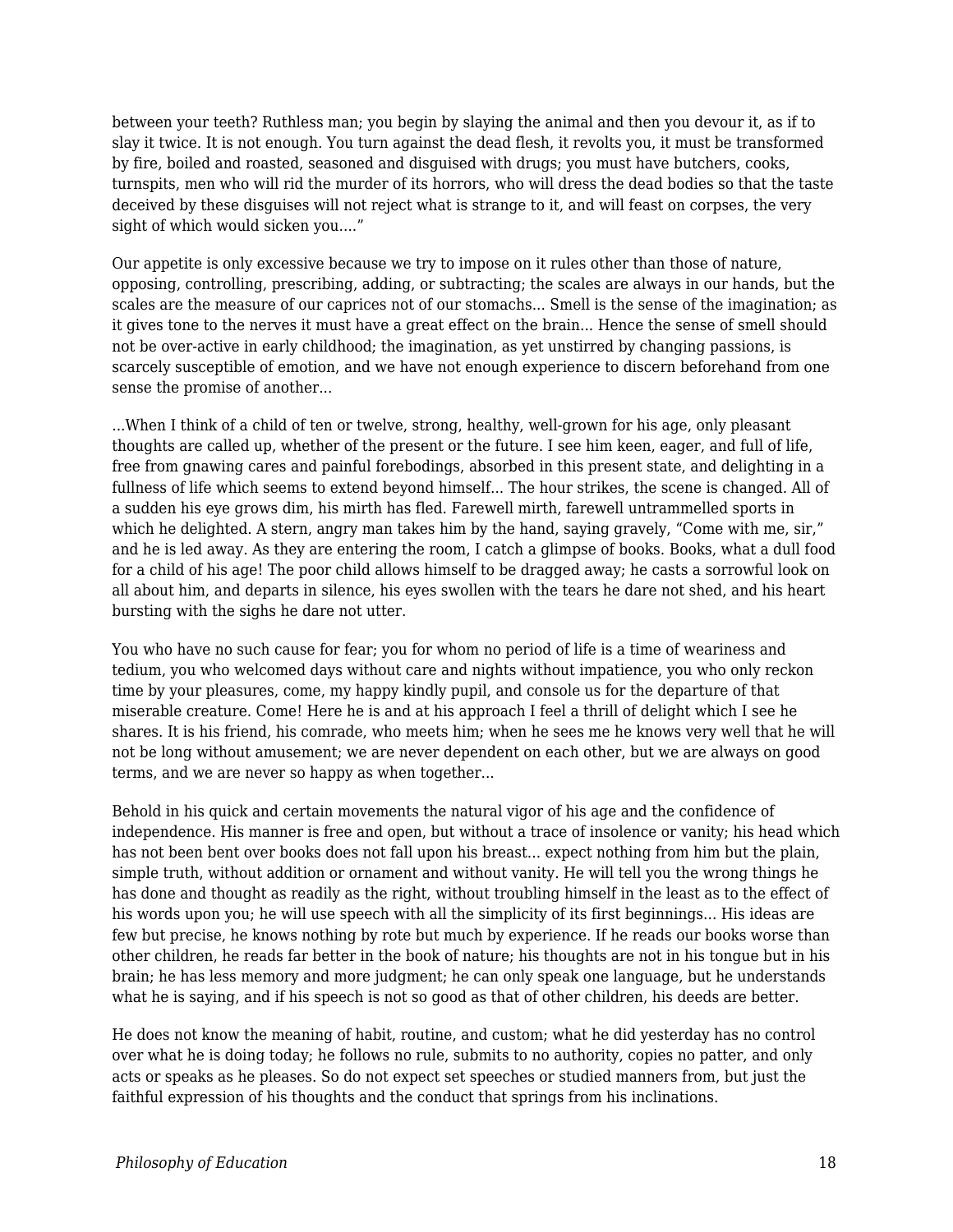between your teeth? Ruthless man; you begin by slaying the animal and then you devour it, as if to slay it twice. It is not enough. You turn against the dead flesh, it revolts you, it must be transformed by fire, boiled and roasted, seasoned and disguised with drugs; you must have butchers, cooks, turnspits, men who will rid the murder of its horrors, who will dress the dead bodies so that the taste deceived by these disguises will not reject what is strange to it, and will feast on corpses, the very sight of which would sicken you...."

Our appetite is only excessive because we try to impose on it rules other than those of nature, opposing, controlling, prescribing, adding, or subtracting; the scales are always in our hands, but the scales are the measure of our caprices not of our stomachs... Smell is the sense of the imagination; as it gives tone to the nerves it must have a great effect on the brain... Hence the sense of smell should not be over-active in early childhood; the imagination, as yet unstirred by changing passions, is scarcely susceptible of emotion, and we have not enough experience to discern beforehand from one sense the promise of another...

...When I think of a child of ten or twelve, strong, healthy, well-grown for his age, only pleasant thoughts are called up, whether of the present or the future. I see him keen, eager, and full of life, free from gnawing cares and painful forebodings, absorbed in this present state, and delighting in a fullness of life which seems to extend beyond himself... The hour strikes, the scene is changed. All of a sudden his eye grows dim, his mirth has fled. Farewell mirth, farewell untrammelled sports in which he delighted. A stern, angry man takes him by the hand, saying gravely, "Come with me, sir," and he is led away. As they are entering the room, I catch a glimpse of books. Books, what a dull food for a child of his age! The poor child allows himself to be dragged away; he casts a sorrowful look on all about him, and departs in silence, his eyes swollen with the tears he dare not shed, and his heart bursting with the sighs he dare not utter.

You who have no such cause for fear; you for whom no period of life is a time of weariness and tedium, you who welcomed days without care and nights without impatience, you who only reckon time by your pleasures, come, my happy kindly pupil, and console us for the departure of that miserable creature. Come! Here he is and at his approach I feel a thrill of delight which I see he shares. It is his friend, his comrade, who meets him; when he sees me he knows very well that he will not be long without amusement; we are never dependent on each other, but we are always on good terms, and we are never so happy as when together...

Behold in his quick and certain movements the natural vigor of his age and the confidence of independence. His manner is free and open, but without a trace of insolence or vanity; his head which has not been bent over books does not fall upon his breast... expect nothing from him but the plain, simple truth, without addition or ornament and without vanity. He will tell you the wrong things he has done and thought as readily as the right, without troubling himself in the least as to the effect of his words upon you; he will use speech with all the simplicity of its first beginnings... His ideas are few but precise, he knows nothing by rote but much by experience. If he reads our books worse than other children, he reads far better in the book of nature; his thoughts are not in his tongue but in his brain; he has less memory and more judgment; he can only speak one language, but he understands what he is saying, and if his speech is not so good as that of other children, his deeds are better.

He does not know the meaning of habit, routine, and custom; what he did yesterday has no control over what he is doing today; he follows no rule, submits to no authority, copies no patter, and only acts or speaks as he pleases. So do not expect set speeches or studied manners from, but just the faithful expression of his thoughts and the conduct that springs from his inclinations.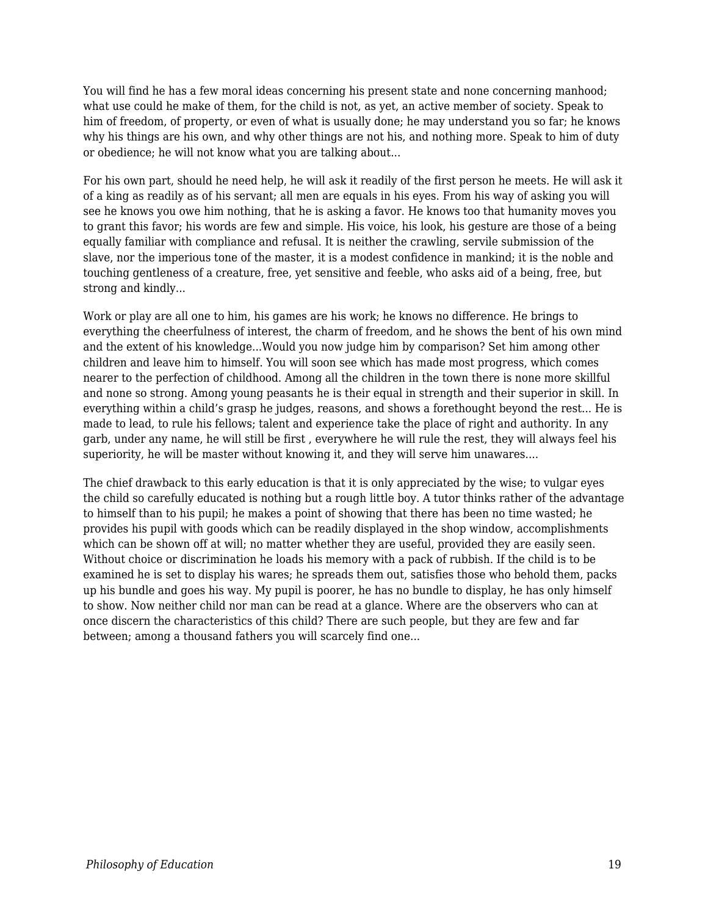You will find he has a few moral ideas concerning his present state and none concerning manhood; what use could he make of them, for the child is not, as yet, an active member of society. Speak to him of freedom, of property, or even of what is usually done; he may understand you so far; he knows why his things are his own, and why other things are not his, and nothing more. Speak to him of duty or obedience; he will not know what you are talking about...

For his own part, should he need help, he will ask it readily of the first person he meets. He will ask it of a king as readily as of his servant; all men are equals in his eyes. From his way of asking you will see he knows you owe him nothing, that he is asking a favor. He knows too that humanity moves you to grant this favor; his words are few and simple. His voice, his look, his gesture are those of a being equally familiar with compliance and refusal. It is neither the crawling, servile submission of the slave, nor the imperious tone of the master, it is a modest confidence in mankind; it is the noble and touching gentleness of a creature, free, yet sensitive and feeble, who asks aid of a being, free, but strong and kindly...

Work or play are all one to him, his games are his work; he knows no difference. He brings to everything the cheerfulness of interest, the charm of freedom, and he shows the bent of his own mind and the extent of his knowledge...Would you now judge him by comparison? Set him among other children and leave him to himself. You will soon see which has made most progress, which comes nearer to the perfection of childhood. Among all the children in the town there is none more skillful and none so strong. Among young peasants he is their equal in strength and their superior in skill. In everything within a child's grasp he judges, reasons, and shows a forethought beyond the rest... He is made to lead, to rule his fellows; talent and experience take the place of right and authority. In any garb, under any name, he will still be first , everywhere he will rule the rest, they will always feel his superiority, he will be master without knowing it, and they will serve him unawares....

The chief drawback to this early education is that it is only appreciated by the wise; to vulgar eyes the child so carefully educated is nothing but a rough little boy. A tutor thinks rather of the advantage to himself than to his pupil; he makes a point of showing that there has been no time wasted; he provides his pupil with goods which can be readily displayed in the shop window, accomplishments which can be shown off at will; no matter whether they are useful, provided they are easily seen. Without choice or discrimination he loads his memory with a pack of rubbish. If the child is to be examined he is set to display his wares; he spreads them out, satisfies those who behold them, packs up his bundle and goes his way. My pupil is poorer, he has no bundle to display, he has only himself to show. Now neither child nor man can be read at a glance. Where are the observers who can at once discern the characteristics of this child? There are such people, but they are few and far between; among a thousand fathers you will scarcely find one...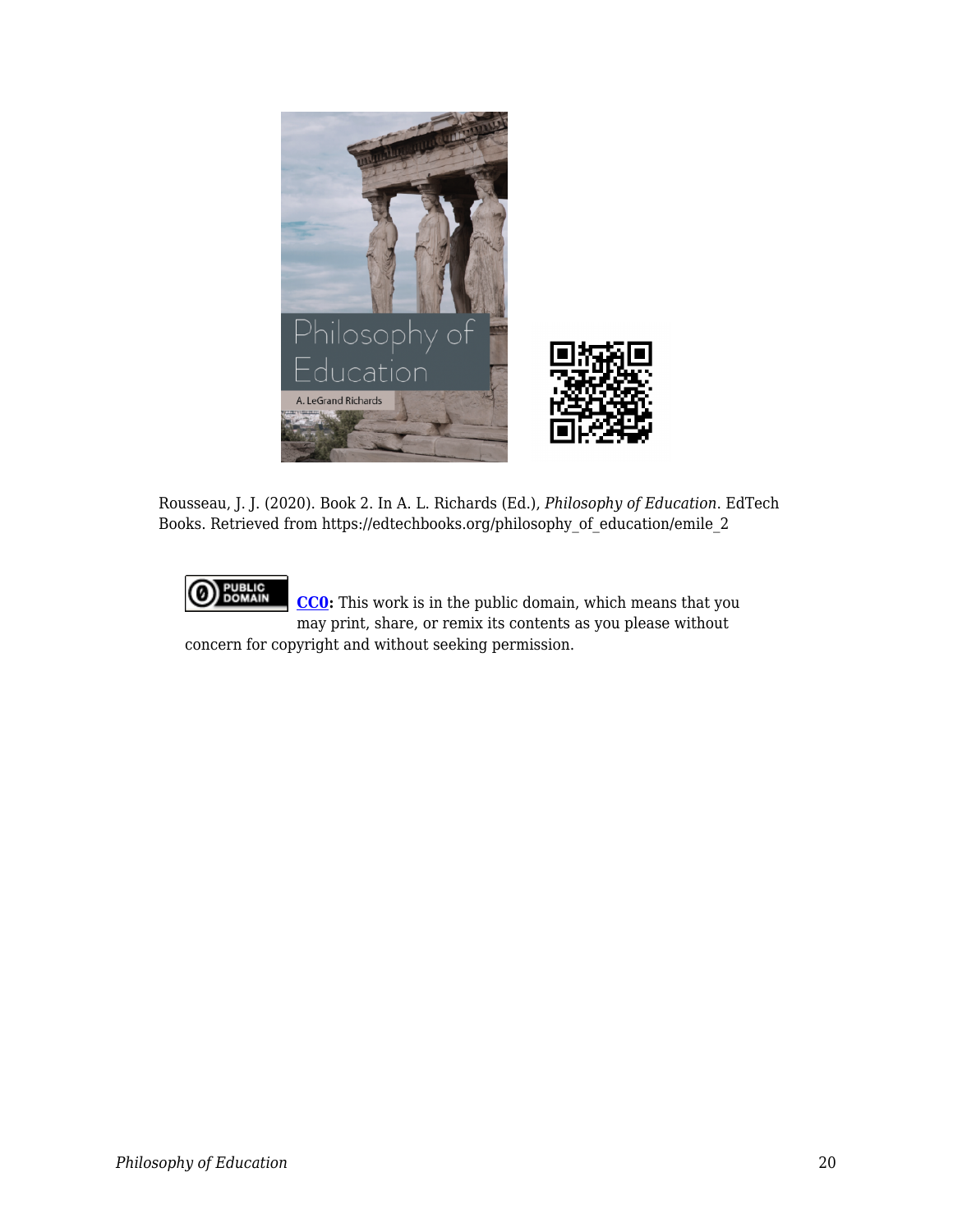Rousseau, J. J. (2020). Book 2. In A. L. Richards (Ed.), *Philosophy of Education*. EdTech Books. Retrieved from https://edtechbooks.org/philosophy_of_education/emile_2

**[CC0](https://creativecommons.org/publicdomain/zero/1.0/):** This work is in the public domain, which means that you may print, share, or remix its contents as you please without concern for copyright and without seeking permission.